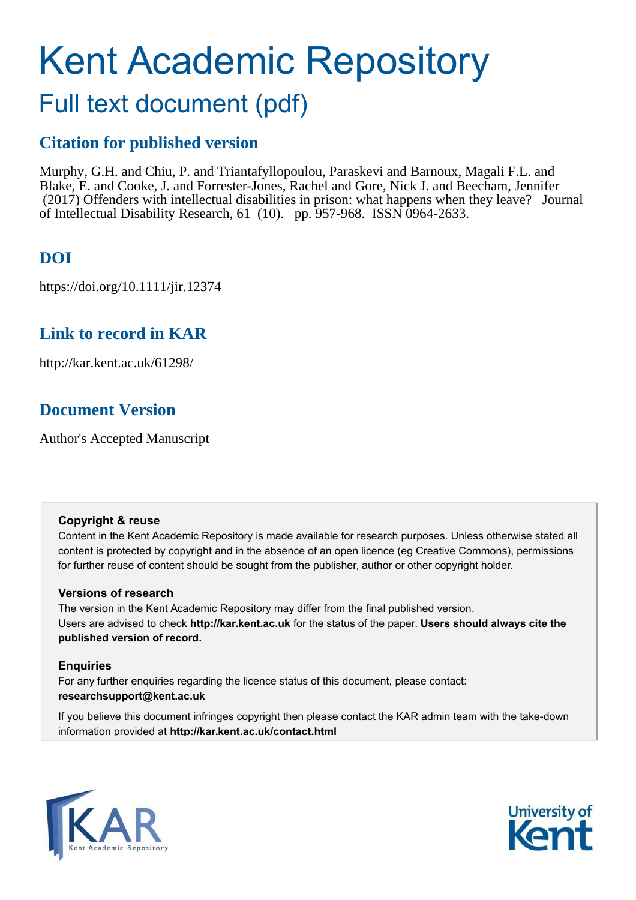# Kent Academic Repository

## Full text document (pdf)

### Citation for published version

Murphy, G.H. and Chiu, P. and Triantafyllopoulou, Paraskevi and Barnoux, Magali F.L. and Blake, E. and Cooke, J. and Forrester-Jones, Rachel and Gore, Nick J. and Beecham, Jennifer (2017) Offenders with intellectual disabilities in prison: what happens when they leave? Journal of Intellectual Disability Research, 61 (10). pp. 957-968. ISSN 0964-2633.

### DOI

https://doi.org/10.1111/jir.12374

### Link to record in KAR

http://kar.kent.ac.uk/61298/

### Document Version

Author's Accepted Manuscript

**Copyright & reuse**

Content in the Kent Academic Repository is made available for research purposes. Unless otherwise stated all content is protected by copyright and in the absence of an open licence (eg Creative Commons), permissions for further reuse of content should be sought from the publisher, author or other copyright holder.

**Versions of research**

The version in the Kent Academic Repository may differ from the final published version.
Users are advised to check **http://kar.kent.ac.uk** for the status of the paper. **Users should always cite the published version of record.**

**Enquiries**

For any further enquiries regarding the licence status of this document, please contact:
**researchsupport@kent.ac.uk**

If you believe this document infringes copyright then please contact the KAR admin team with the take-down information provided at **http://kar.kent.ac.uk/contact.html**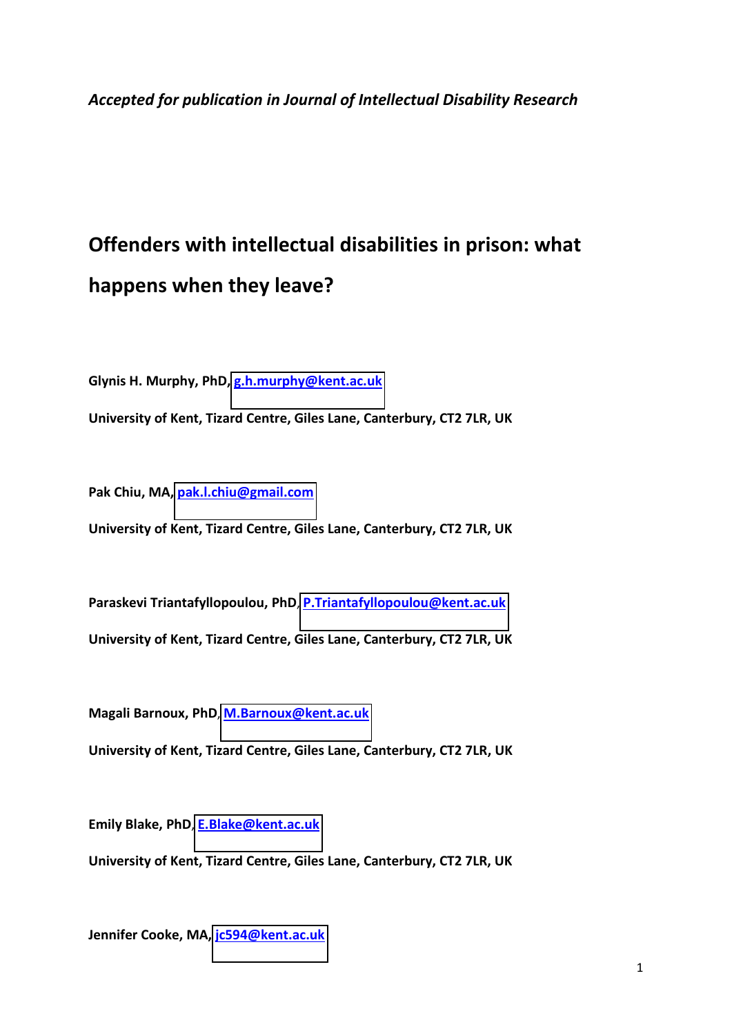*Accepted for publication in Journal of Intellectual Disability Research*

# Offenders with intellectual disabilities in prison: what happens when they leave?

**Glynis H. Murphy, PhD, g.h.murphy@kent.ac.uk**

**University of Kent, Tizard Centre, Giles Lane, Canterbury, CT2 7LR, UK**

**Pak Chiu, MA, pak.l.chiu@gmail.com**

**University of Kent, Tizard Centre, Giles Lane, Canterbury, CT2 7LR, UK**

**Paraskevi Triantafyllopoulou, PhD, P.Triantafyllopoulou@kent.ac.uk**

**University of Kent, Tizard Centre, Giles Lane, Canterbury, CT2 7LR, UK**

**Magali Barnoux, PhD, M.Barnoux@kent.ac.uk**

**University of Kent, Tizard Centre, Giles Lane, Canterbury, CT2 7LR, UK**

**Emily Blake, PhD, E.Blake@kent.ac.uk**

**University of Kent, Tizard Centre, Giles Lane, Canterbury, CT2 7LR, UK**

**Jennifer Cooke, MA, jc594@kent.ac.uk**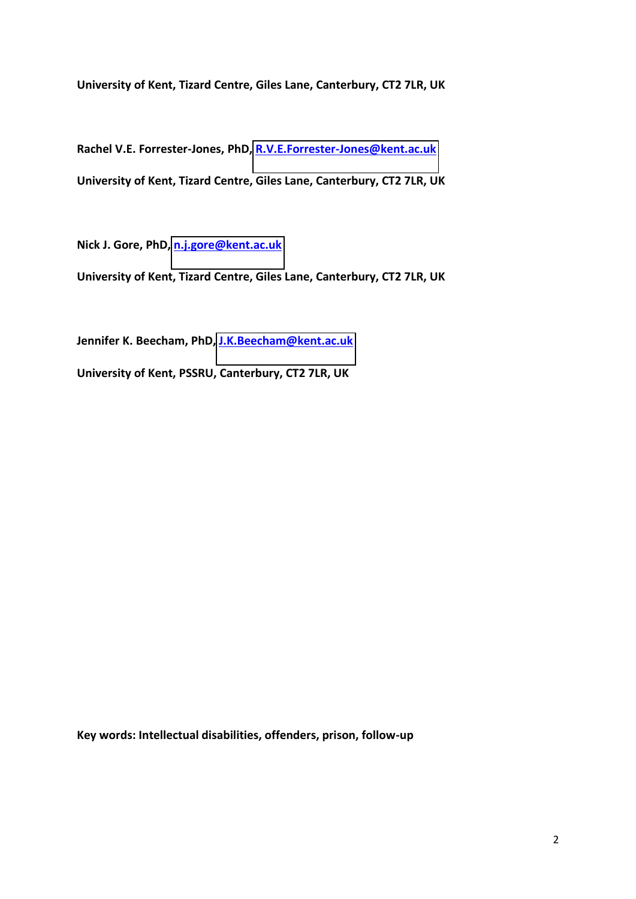**University of Kent, Tizard Centre, Giles Lane, Canterbury, CT2 7LR, UK**

**Rachel V.E. Forrester-Jones, PhD, R.V.E.Forrester-Jones@kent.ac.uk**

**University of Kent, Tizard Centre, Giles Lane, Canterbury, CT2 7LR, UK**

**Nick J. Gore, PhD, n.j.gore@kent.ac.uk**

**University of Kent, Tizard Centre, Giles Lane, Canterbury, CT2 7LR, UK**

**Jennifer K. Beecham, PhD, J.K.Beecham@kent.ac.uk**

**University of Kent, PSSRU, Canterbury, CT2 7LR, UK**

**Key words: Intellectual disabilities, offenders, prison, follow-up**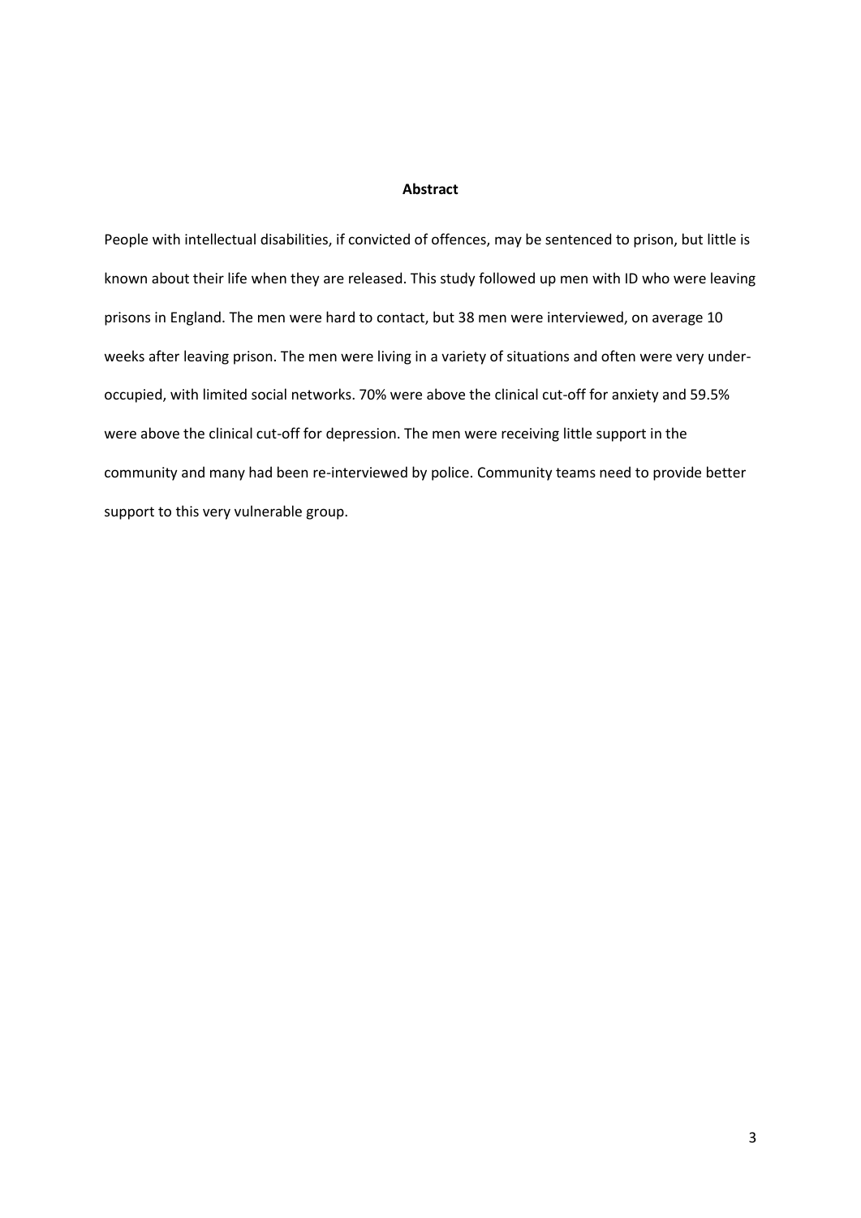**Abstract**

People with intellectual disabilities, if convicted of offences, may be sentenced to prison, but little is known about their life when they are released. This study followed up men with ID who were leaving prisons in England. The men were hard to contact, but 38 men were interviewed, on average 10 weeks after leaving prison. The men were living in a variety of situations and often were very under-occupied, with limited social networks. 70% were above the clinical cut-off for anxiety and 59.5% were above the clinical cut-off for depression. The men were receiving little support in the community and many had been re-interviewed by police. Community teams need to provide better support to this very vulnerable group.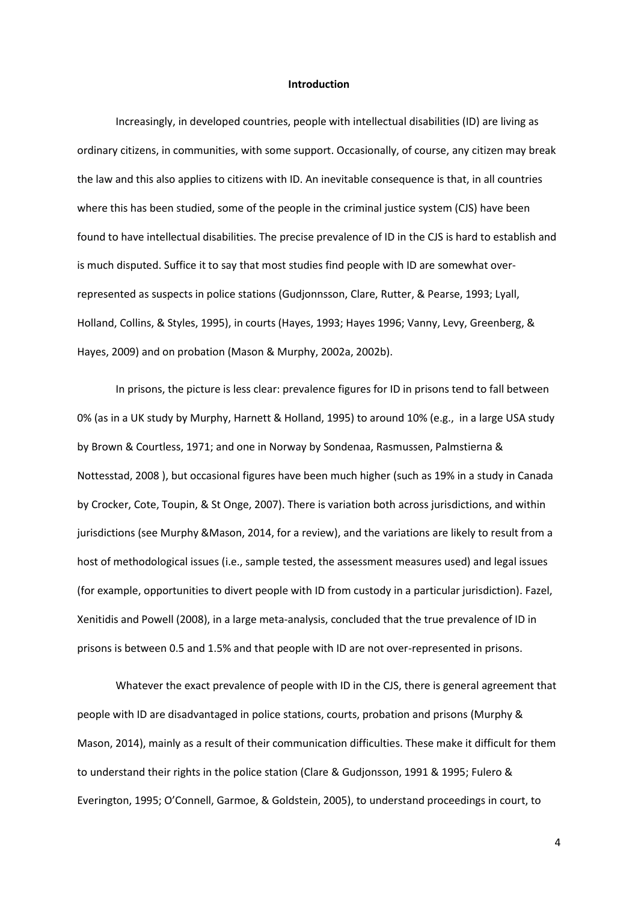## Introduction

Increasingly, in developed countries, people with intellectual disabilities (ID) are living as ordinary citizens, in communities, with some support. Occasionally, of course, any citizen may break the law and this also applies to citizens with ID. An inevitable consequence is that, in all countries where this has been studied, some of the people in the criminal justice system (CJS) have been found to have intellectual disabilities. The precise prevalence of ID in the CJS is hard to establish and is much disputed. Suffice it to say that most studies find people with ID are somewhat over-represented as suspects in police stations (Gudjonnsson, Clare, Rutter, & Pearse, 1993; Lyall, Holland, Collins, & Styles, 1995), in courts (Hayes, 1993; Hayes 1996; Vanny, Levy, Greenberg, & Hayes, 2009) and on probation (Mason & Murphy, 2002a, 2002b).

In prisons, the picture is less clear: prevalence figures for ID in prisons tend to fall between 0% (as in a UK study by Murphy, Harnett & Holland, 1995) to around 10% (e.g., in a large USA study by Brown & Courtless, 1971; and one in Norway by Sondenaa, Rasmussen, Palmstierna & Nottesstad, 2008 ), but occasional figures have been much higher (such as 19% in a study in Canada by Crocker, Cote, Toupin, & St Onge, 2007). There is variation both across jurisdictions, and within jurisdictions (see Murphy &Mason, 2014, for a review), and the variations are likely to result from a host of methodological issues (i.e., sample tested, the assessment measures used) and legal issues (for example, opportunities to divert people with ID from custody in a particular jurisdiction). Fazel, Xenitidis and Powell (2008), in a large meta-analysis, concluded that the true prevalence of ID in prisons is between 0.5 and 1.5% and that people with ID are not over-represented in prisons.

Whatever the exact prevalence of people with ID in the CJS, there is general agreement that people with ID are disadvantaged in police stations, courts, probation and prisons (Murphy & Mason, 2014), mainly as a result of their communication difficulties. These make it difficult for them to understand their rights in the police station (Clare & Gudjonsson, 1991 & 1995; Fulero & Everington, 1995; O'Connell, Garmoe, & Goldstein, 2005), to understand proceedings in court, to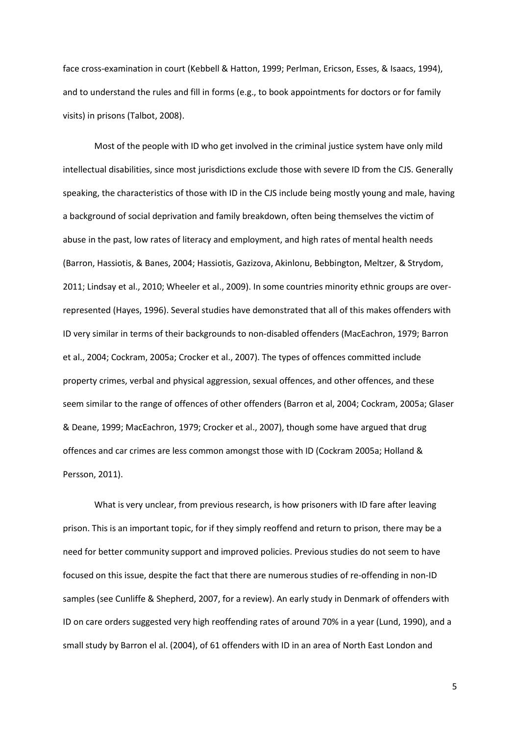face cross-examination in court (Kebbell & Hatton, 1999; Perlman, Ericson, Esses, & Isaacs, 1994), and to understand the rules and fill in forms (e.g., to book appointments for doctors or for family visits) in prisons (Talbot, 2008).

Most of the people with ID who get involved in the criminal justice system have only mild intellectual disabilities, since most jurisdictions exclude those with severe ID from the CJS. Generally speaking, the characteristics of those with ID in the CJS include being mostly young and male, having a background of social deprivation and family breakdown, often being themselves the victim of abuse in the past, low rates of literacy and employment, and high rates of mental health needs (Barron, Hassiotis, & Banes, 2004; Hassiotis, Gazizova, Akinlonu, Bebbington, Meltzer, & Strydom, 2011; Lindsay et al., 2010; Wheeler et al., 2009). In some countries minority ethnic groups are over-represented (Hayes, 1996). Several studies have demonstrated that all of this makes offenders with ID very similar in terms of their backgrounds to non-disabled offenders (MacEachron, 1979; Barron et al., 2004; Cockram, 2005a; Crocker et al., 2007). The types of offences committed include property crimes, verbal and physical aggression, sexual offences, and other offences, and these seem similar to the range of offences of other offenders (Barron et al, 2004; Cockram, 2005a; Glaser & Deane, 1999; MacEachron, 1979; Crocker et al., 2007), though some have argued that drug offences and car crimes are less common amongst those with ID (Cockram 2005a; Holland & Persson, 2011).

What is very unclear, from previous research, is how prisoners with ID fare after leaving prison. This is an important topic, for if they simply reoffend and return to prison, there may be a need for better community support and improved policies. Previous studies do not seem to have focused on this issue, despite the fact that there are numerous studies of re-offending in non-ID samples (see Cunliffe & Shepherd, 2007, for a review). An early study in Denmark of offenders with ID on care orders suggested very high reoffending rates of around 70% in a year (Lund, 1990), and a small study by Barron el al. (2004), of 61 offenders with ID in an area of North East London and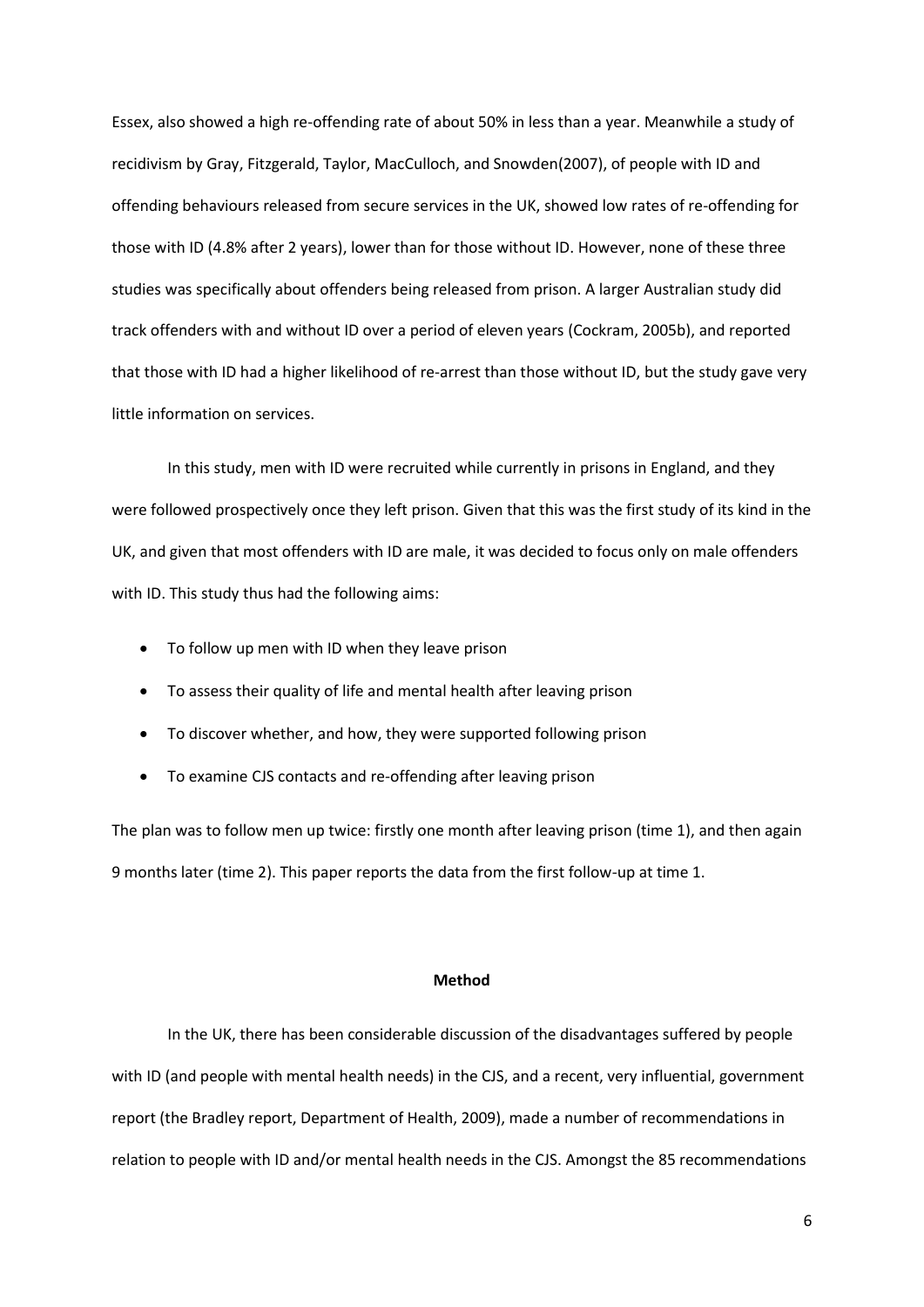Essex, also showed a high re-offending rate of about 50% in less than a year. Meanwhile a study of recidivism by Gray, Fitzgerald, Taylor, MacCulloch, and Snowden(2007), of people with ID and offending behaviours released from secure services in the UK, showed low rates of re-offending for those with ID (4.8% after 2 years), lower than for those without ID. However, none of these three studies was specifically about offenders being released from prison. A larger Australian study did track offenders with and without ID over a period of eleven years (Cockram, 2005b), and reported that those with ID had a higher likelihood of re-arrest than those without ID, but the study gave very little information on services.

In this study, men with ID were recruited while currently in prisons in England, and they were followed prospectively once they left prison. Given that this was the first study of its kind in the UK, and given that most offenders with ID are male, it was decided to focus only on male offenders with ID. This study thus had the following aims:

- To follow up men with ID when they leave prison
- To assess their quality of life and mental health after leaving prison
- To discover whether, and how, they were supported following prison
- To examine CJS contacts and re-offending after leaving prison

The plan was to follow men up twice: firstly one month after leaving prison (time 1), and then again 9 months later (time 2). This paper reports the data from the first follow-up at time 1.

## Method

In the UK, there has been considerable discussion of the disadvantages suffered by people with ID (and people with mental health needs) in the CJS, and a recent, very influential, government report (the Bradley report, Department of Health, 2009), made a number of recommendations in relation to people with ID and/or mental health needs in the CJS. Amongst the 85 recommendations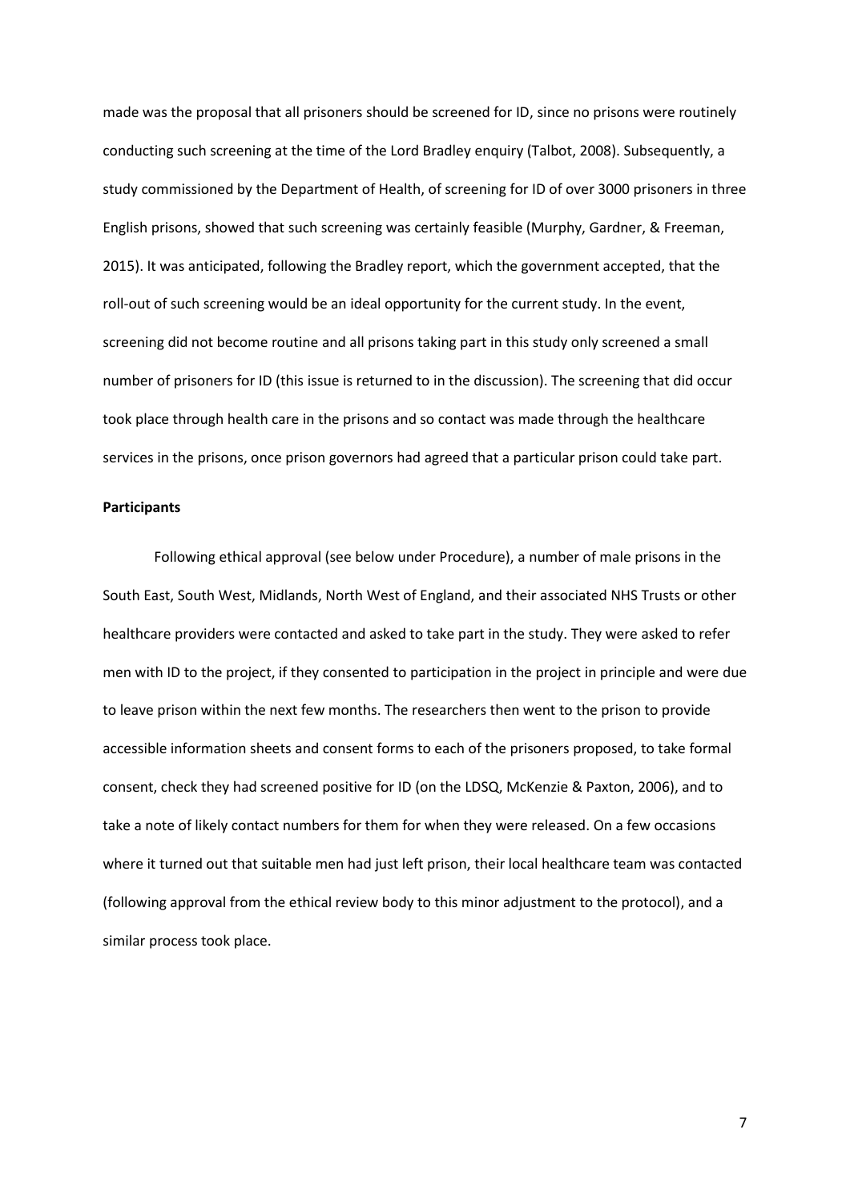made was the proposal that all prisoners should be screened for ID, since no prisons were routinely conducting such screening at the time of the Lord Bradley enquiry (Talbot, 2008). Subsequently, a study commissioned by the Department of Health, of screening for ID of over 3000 prisoners in three English prisons, showed that such screening was certainly feasible (Murphy, Gardner, & Freeman, 2015). It was anticipated, following the Bradley report, which the government accepted, that the roll-out of such screening would be an ideal opportunity for the current study. In the event, screening did not become routine and all prisons taking part in this study only screened a small number of prisoners for ID (this issue is returned to in the discussion). The screening that did occur took place through health care in the prisons and so contact was made through the healthcare services in the prisons, once prison governors had agreed that a particular prison could take part.

**Participants**

Following ethical approval (see below under Procedure), a number of male prisons in the South East, South West, Midlands, North West of England, and their associated NHS Trusts or other healthcare providers were contacted and asked to take part in the study. They were asked to refer men with ID to the project, if they consented to participation in the project in principle and were due to leave prison within the next few months. The researchers then went to the prison to provide accessible information sheets and consent forms to each of the prisoners proposed, to take formal consent, check they had screened positive for ID (on the LDSQ, McKenzie & Paxton, 2006), and to take a note of likely contact numbers for them for when they were released. On a few occasions where it turned out that suitable men had just left prison, their local healthcare team was contacted (following approval from the ethical review body to this minor adjustment to the protocol), and a similar process took place.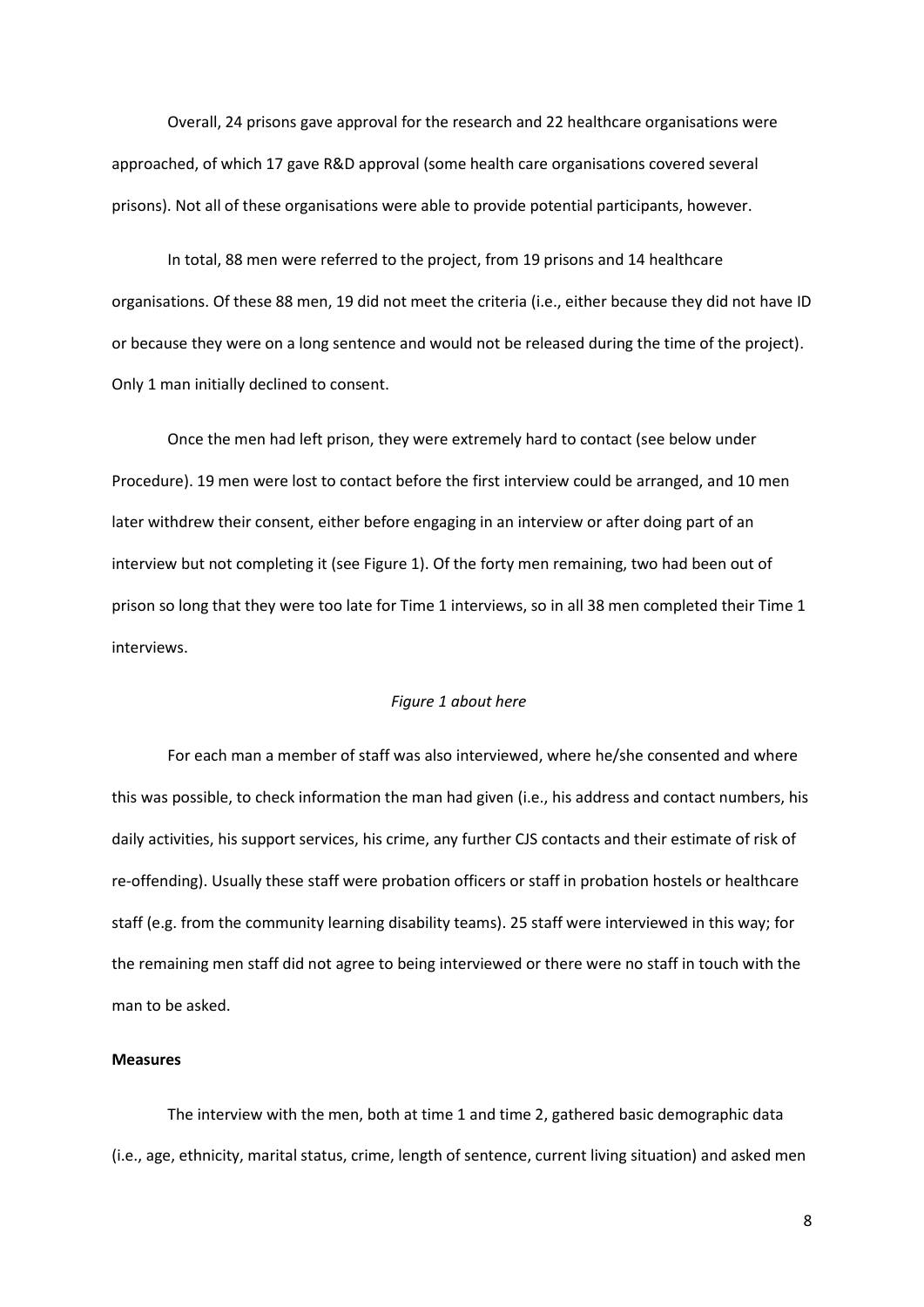Overall, 24 prisons gave approval for the research and 22 healthcare organisations were approached, of which 17 gave R&D approval (some health care organisations covered several prisons). Not all of these organisations were able to provide potential participants, however.

In total, 88 men were referred to the project, from 19 prisons and 14 healthcare organisations. Of these 88 men, 19 did not meet the criteria (i.e., either because they did not have ID or because they were on a long sentence and would not be released during the time of the project). Only 1 man initially declined to consent.

Once the men had left prison, they were extremely hard to contact (see below under Procedure). 19 men were lost to contact before the first interview could be arranged, and 10 men later withdrew their consent, either before engaging in an interview or after doing part of an interview but not completing it (see Figure 1). Of the forty men remaining, two had been out of prison so long that they were too late for Time 1 interviews, so in all 38 men completed their Time 1 interviews.

*Figure 1 about here*

For each man a member of staff was also interviewed, where he/she consented and where this was possible, to check information the man had given (i.e., his address and contact numbers, his daily activities, his support services, his crime, any further CJS contacts and their estimate of risk of re-offending). Usually these staff were probation officers or staff in probation hostels or healthcare staff (e.g. from the community learning disability teams). 25 staff were interviewed in this way; for the remaining men staff did not agree to being interviewed or there were no staff in touch with the man to be asked.

**Measures**

The interview with the men, both at time 1 and time 2, gathered basic demographic data (i.e., age, ethnicity, marital status, crime, length of sentence, current living situation) and asked men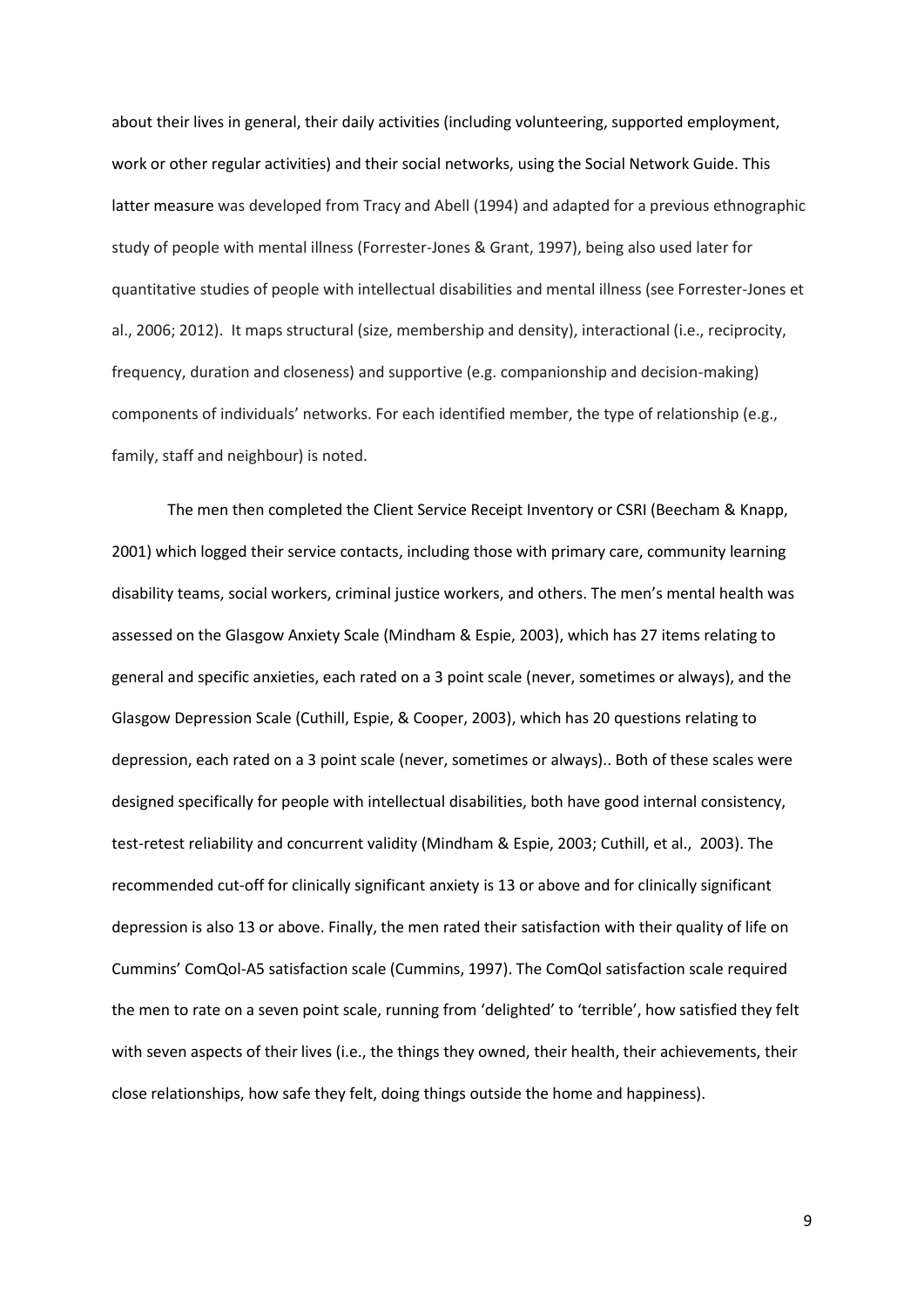about their lives in general, their daily activities (including volunteering, supported employment, work or other regular activities) and their social networks, using the Social Network Guide. This latter measure was developed from Tracy and Abell (1994) and adapted for a previous ethnographic study of people with mental illness (Forrester-Jones & Grant, 1997), being also used later for quantitative studies of people with intellectual disabilities and mental illness (see Forrester-Jones et al., 2006; 2012). It maps structural (size, membership and density), interactional (i.e., reciprocity, frequency, duration and closeness) and supportive (e.g. companionship and decision-making) components of individuals' networks. For each identified member, the type of relationship (e.g., family, staff and neighbour) is noted.

The men then completed the Client Service Receipt Inventory or CSRI (Beecham & Knapp, 2001) which logged their service contacts, including those with primary care, community learning disability teams, social workers, criminal justice workers, and others. The men's mental health was assessed on the Glasgow Anxiety Scale (Mindham & Espie, 2003), which has 27 items relating to general and specific anxieties, each rated on a 3 point scale (never, sometimes or always), and the Glasgow Depression Scale (Cuthill, Espie, & Cooper, 2003), which has 20 questions relating to depression, each rated on a 3 point scale (never, sometimes or always).. Both of these scales were designed specifically for people with intellectual disabilities, both have good internal consistency, test-retest reliability and concurrent validity (Mindham & Espie, 2003; Cuthill, et al., 2003). The recommended cut-off for clinically significant anxiety is 13 or above and for clinically significant depression is also 13 or above. Finally, the men rated their satisfaction with their quality of life on Cummins' ComQol-A5 satisfaction scale (Cummins, 1997). The ComQol satisfaction scale required the men to rate on a seven point scale, running from 'delighted' to 'terrible', how satisfied they felt with seven aspects of their lives (i.e., the things they owned, their health, their achievements, their close relationships, how safe they felt, doing things outside the home and happiness).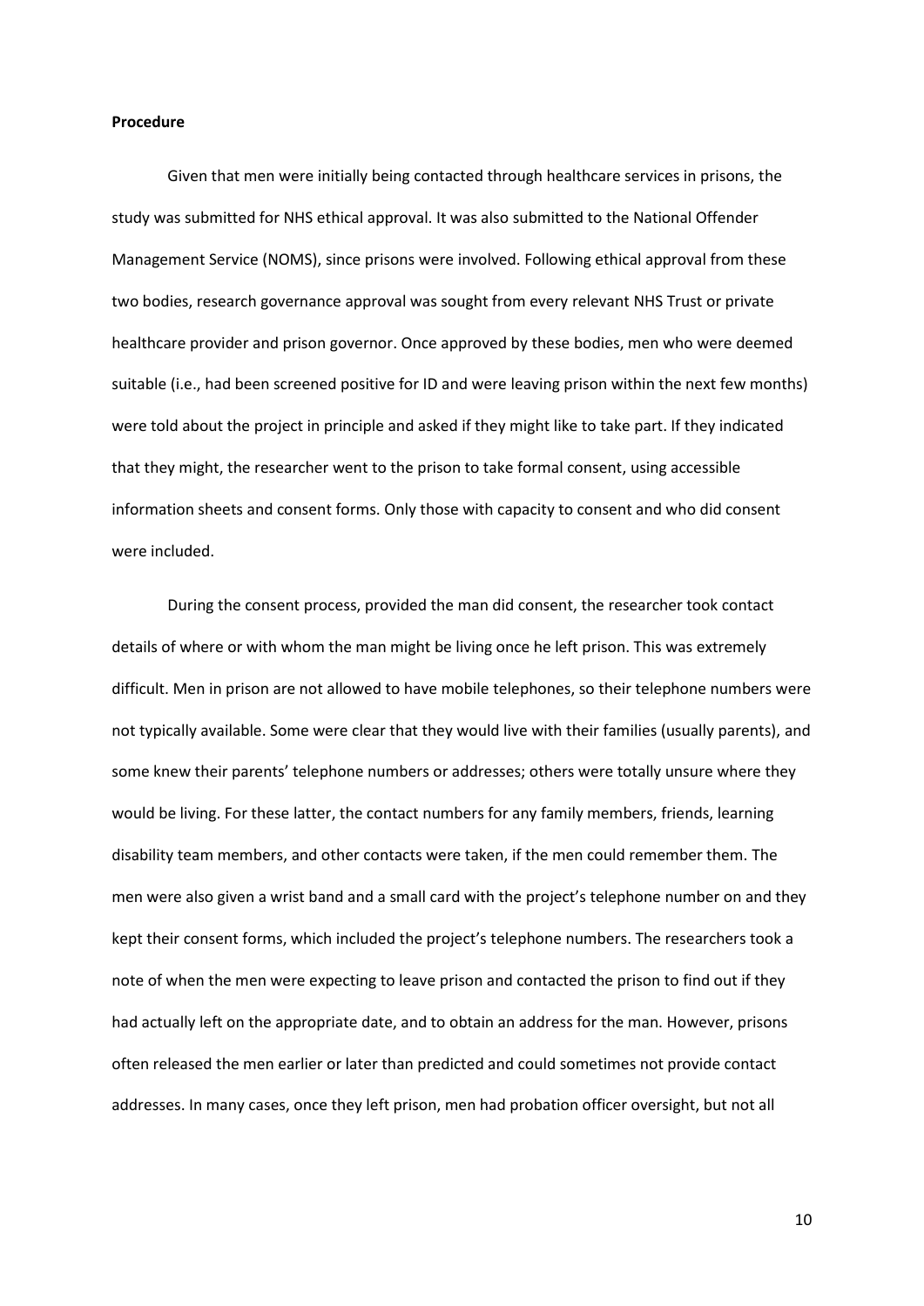**Procedure**

Given that men were initially being contacted through healthcare services in prisons, the study was submitted for NHS ethical approval. It was also submitted to the National Offender Management Service (NOMS), since prisons were involved. Following ethical approval from these two bodies, research governance approval was sought from every relevant NHS Trust or private healthcare provider and prison governor. Once approved by these bodies, men who were deemed suitable (i.e., had been screened positive for ID and were leaving prison within the next few months) were told about the project in principle and asked if they might like to take part. If they indicated that they might, the researcher went to the prison to take formal consent, using accessible information sheets and consent forms. Only those with capacity to consent and who did consent were included.

During the consent process, provided the man did consent, the researcher took contact details of where or with whom the man might be living once he left prison. This was extremely difficult. Men in prison are not allowed to have mobile telephones, so their telephone numbers were not typically available. Some were clear that they would live with their families (usually parents), and some knew their parents' telephone numbers or addresses; others were totally unsure where they would be living. For these latter, the contact numbers for any family members, friends, learning disability team members, and other contacts were taken, if the men could remember them. The men were also given a wrist band and a small card with the project's telephone number on and they kept their consent forms, which included the project's telephone numbers. The researchers took a note of when the men were expecting to leave prison and contacted the prison to find out if they had actually left on the appropriate date, and to obtain an address for the man. However, prisons often released the men earlier or later than predicted and could sometimes not provide contact addresses. In many cases, once they left prison, men had probation officer oversight, but not all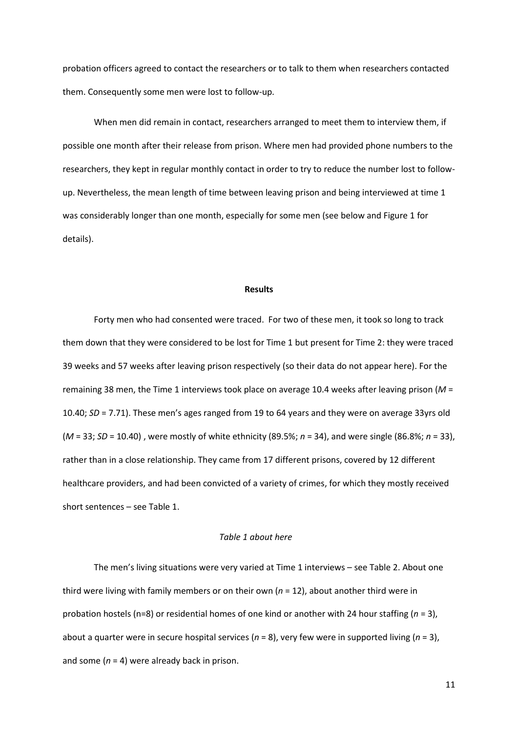probation officers agreed to contact the researchers or to talk to them when researchers contacted them. Consequently some men were lost to follow-up.

When men did remain in contact, researchers arranged to meet them to interview them, if possible one month after their release from prison. Where men had provided phone numbers to the researchers, they kept in regular monthly contact in order to try to reduce the number lost to follow-up. Nevertheless, the mean length of time between leaving prison and being interviewed at time 1 was considerably longer than one month, especially for some men (see below and Figure 1 for details).

## Results

Forty men who had consented were traced. For two of these men, it took so long to track them down that they were considered to be lost for Time 1 but present for Time 2: they were traced 39 weeks and 57 weeks after leaving prison respectively (so their data do not appear here). For the remaining 38 men, the Time 1 interviews took place on average 10.4 weeks after leaving prison ($M$ = 10.40; $SD$ = 7.71). These men's ages ranged from 19 to 64 years and they were on average 33yrs old ($M$ = 33; $SD$ = 10.40) , were mostly of white ethnicity (89.5%; $n$ = 34), and were single (86.8%; $n$ = 33), rather than in a close relationship. They came from 17 different prisons, covered by 12 different healthcare providers, and had been convicted of a variety of crimes, for which they mostly received short sentences – see Table 1.

*Table 1 about here*

The men's living situations were very varied at Time 1 interviews – see Table 2. About one third were living with family members or on their own ($n$ = 12), about another third were in probation hostels (n=8) or residential homes of one kind or another with 24 hour staffing ($n$ = 3), about a quarter were in secure hospital services ($n$ = 8), very few were in supported living ($n$ = 3), and some ($n$ = 4) were already back in prison.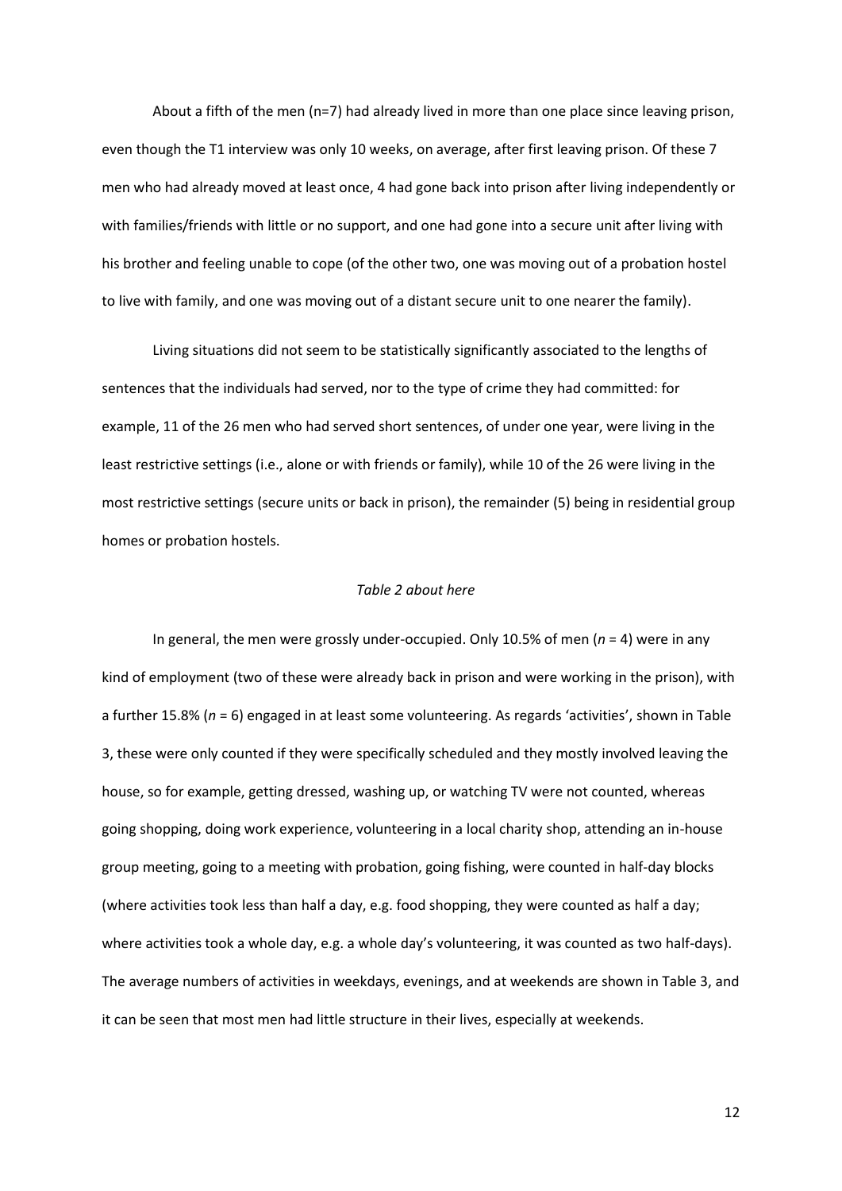About a fifth of the men (n=7) had already lived in more than one place since leaving prison, even though the T1 interview was only 10 weeks, on average, after first leaving prison. Of these 7 men who had already moved at least once, 4 had gone back into prison after living independently or with families/friends with little or no support, and one had gone into a secure unit after living with his brother and feeling unable to cope (of the other two, one was moving out of a probation hostel to live with family, and one was moving out of a distant secure unit to one nearer the family).

Living situations did not seem to be statistically significantly associated to the lengths of sentences that the individuals had served, nor to the type of crime they had committed: for example, 11 of the 26 men who had served short sentences, of under one year, were living in the least restrictive settings (i.e., alone or with friends or family), while 10 of the 26 were living in the most restrictive settings (secure units or back in prison), the remainder (5) being in residential group homes or probation hostels.

*Table 2 about here*

In general, the men were grossly under-occupied. Only 10.5% of men (*n* = 4) were in any kind of employment (two of these were already back in prison and were working in the prison), with a further 15.8% (*n* = 6) engaged in at least some volunteering. As regards 'activities', shown in Table 3, these were only counted if they were specifically scheduled and they mostly involved leaving the house, so for example, getting dressed, washing up, or watching TV were not counted, whereas going shopping, doing work experience, volunteering in a local charity shop, attending an in-house group meeting, going to a meeting with probation, going fishing, were counted in half-day blocks (where activities took less than half a day, e.g. food shopping, they were counted as half a day; where activities took a whole day, e.g. a whole day's volunteering, it was counted as two half-days). The average numbers of activities in weekdays, evenings, and at weekends are shown in Table 3, and it can be seen that most men had little structure in their lives, especially at weekends.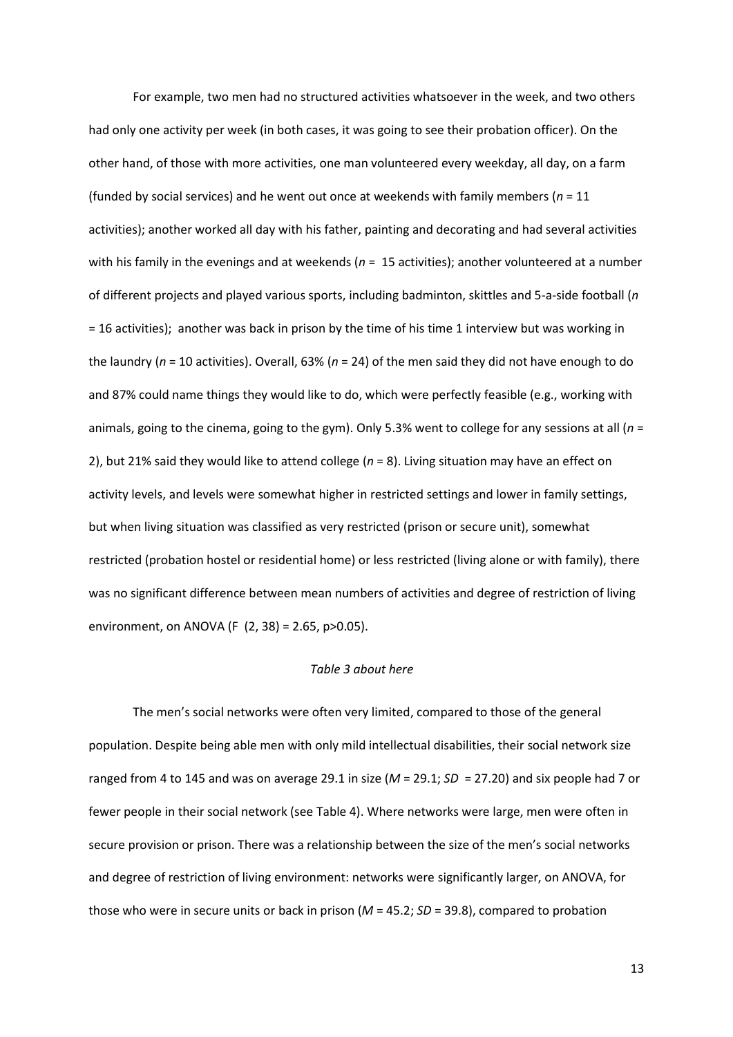For example, two men had no structured activities whatsoever in the week, and two others had only one activity per week (in both cases, it was going to see their probation officer). On the other hand, of those with more activities, one man volunteered every weekday, all day, on a farm (funded by social services) and he went out once at weekends with family members (*n* = 11 activities); another worked all day with his father, painting and decorating and had several activities with his family in the evenings and at weekends (*n* = 15 activities); another volunteered at a number of different projects and played various sports, including badminton, skittles and 5-a-side football (*n* = 16 activities); another was back in prison by the time of his time 1 interview but was working in the laundry (*n* = 10 activities). Overall, 63% (*n* = 24) of the men said they did not have enough to do and 87% could name things they would like to do, which were perfectly feasible (e.g., working with animals, going to the cinema, going to the gym). Only 5.3% went to college for any sessions at all (*n* = 2), but 21% said they would like to attend college (*n* = 8). Living situation may have an effect on activity levels, and levels were somewhat higher in restricted settings and lower in family settings, but when living situation was classified as very restricted (prison or secure unit), somewhat restricted (probation hostel or residential home) or less restricted (living alone or with family), there was no significant difference between mean numbers of activities and degree of restriction of living environment, on ANOVA ($F\ (2, 38) = 2.65$, $p>0.05$).

*Table 3 about here*

The men's social networks were often very limited, compared to those of the general population. Despite being able men with only mild intellectual disabilities, their social network size ranged from 4 to 145 and was on average 29.1 in size (*M* = 29.1; *SD* = 27.20) and six people had 7 or fewer people in their social network (see Table 4). Where networks were large, men were often in secure provision or prison. There was a relationship between the size of the men's social networks and degree of restriction of living environment: networks were significantly larger, on ANOVA, for those who were in secure units or back in prison (*M* = 45.2; *SD* = 39.8), compared to probation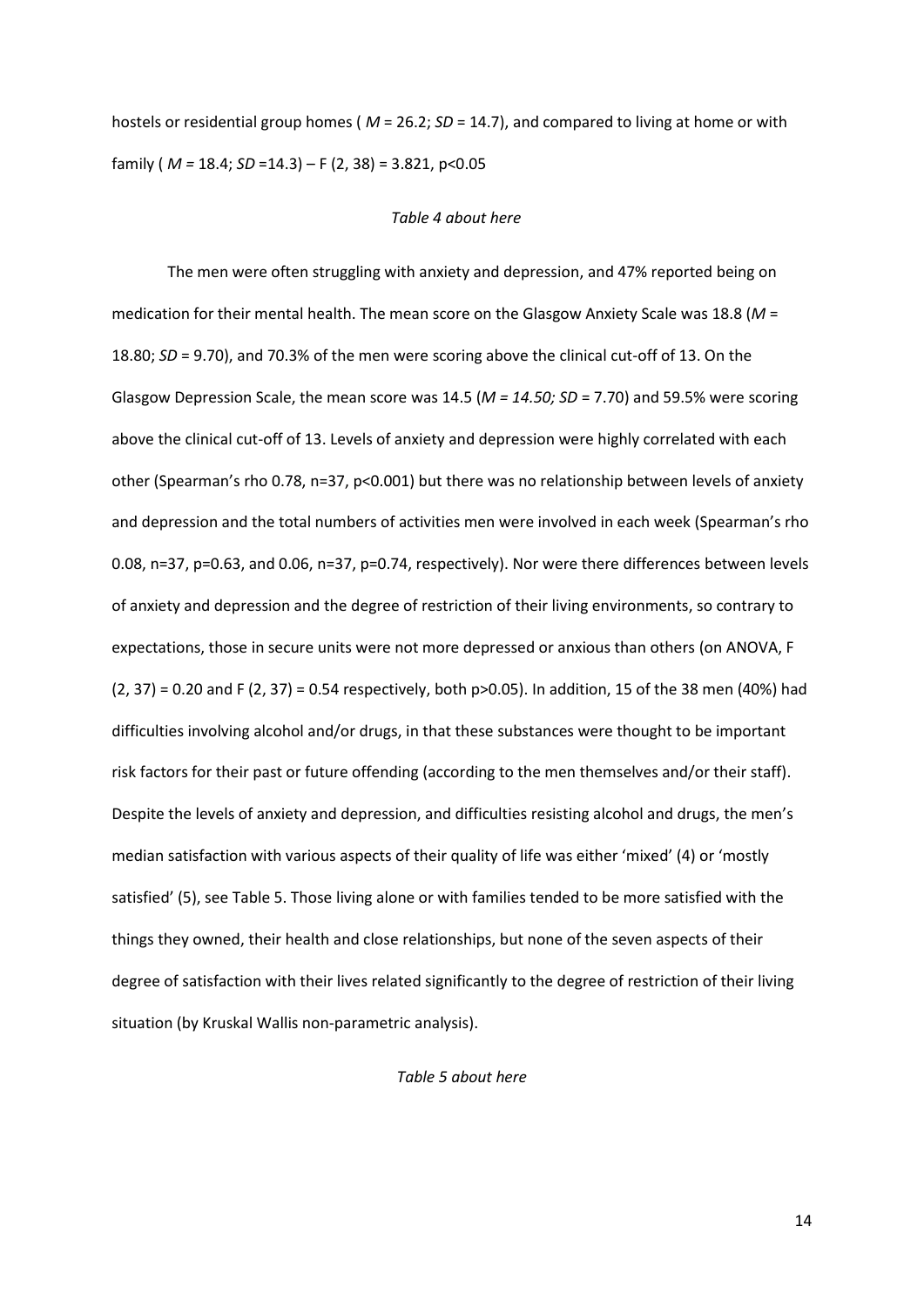hostels or residential group homes ( *M* = 26.2; *SD* = 14.7), and compared to living at home or with family ( *M =* 18.4; *SD* =14.3) – $F(2, 38) = 3.821$, $p<0.05$

*Table 4 about here*

The men were often struggling with anxiety and depression, and 47% reported being on medication for their mental health. The mean score on the Glasgow Anxiety Scale was 18.8 (*M* = 18.80; *SD* = 9.70), and 70.3% of the men were scoring above the clinical cut-off of 13. On the Glasgow Depression Scale, the mean score was 14.5 (*M = 14.50; SD* = 7.70) and 59.5% were scoring above the clinical cut-off of 13. Levels of anxiety and depression were highly correlated with each other (Spearman's rho 0.78, n=37, $p<0.001$) but there was no relationship between levels of anxiety and depression and the total numbers of activities men were involved in each week (Spearman's rho 0.08, n=37, $p=0.63$, and 0.06, n=37, $p=0.74$, respectively). Nor were there differences between levels of anxiety and depression and the degree of restriction of their living environments, so contrary to expectations, those in secure units were not more depressed or anxious than others (on ANOVA, $F(2, 37) = 0.20$ and $F(2, 37) = 0.54$ respectively, both $p>0.05$). In addition, 15 of the 38 men (40%) had difficulties involving alcohol and/or drugs, in that these substances were thought to be important risk factors for their past or future offending (according to the men themselves and/or their staff). Despite the levels of anxiety and depression, and difficulties resisting alcohol and drugs, the men's median satisfaction with various aspects of their quality of life was either 'mixed' (4) or 'mostly satisfied' (5), see Table 5. Those living alone or with families tended to be more satisfied with the things they owned, their health and close relationships, but none of the seven aspects of their degree of satisfaction with their lives related significantly to the degree of restriction of their living situation (by Kruskal Wallis non-parametric analysis).

*Table 5 about here*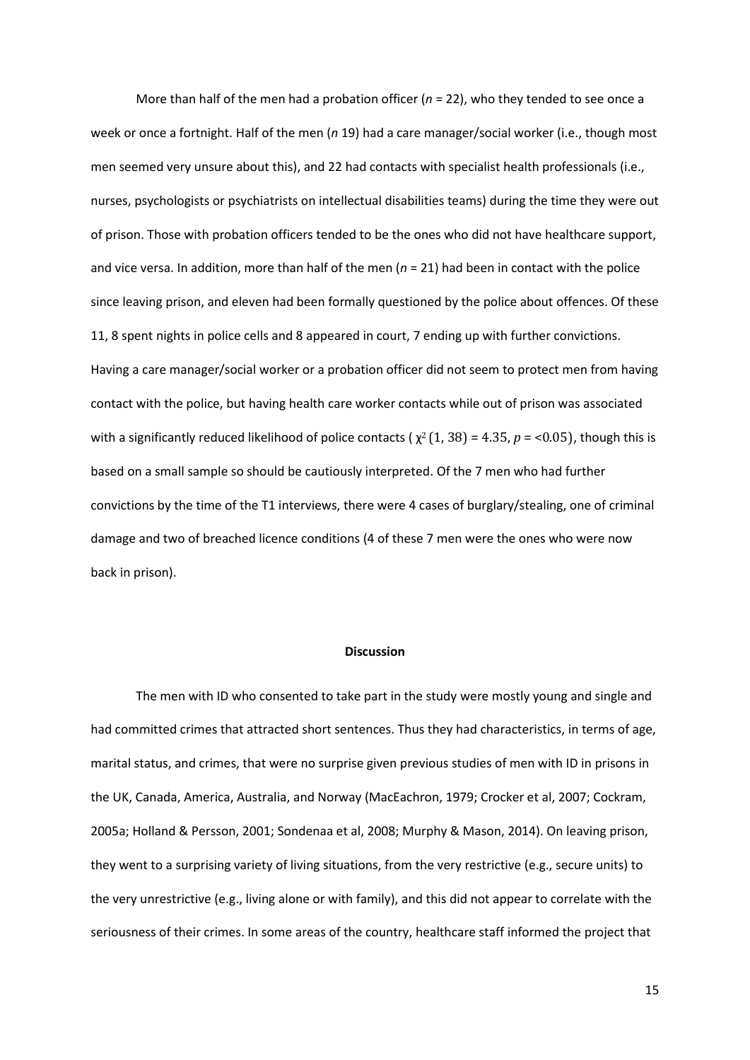More than half of the men had a probation officer (*n* = 22), who they tended to see once a week or once a fortnight. Half of the men (*n* 19) had a care manager/social worker (i.e., though most men seemed very unsure about this), and 22 had contacts with specialist health professionals (i.e., nurses, psychologists or psychiatrists on intellectual disabilities teams) during the time they were out of prison. Those with probation officers tended to be the ones who did not have healthcare support, and vice versa. In addition, more than half of the men (*n* = 21) had been in contact with the police since leaving prison, and eleven had been formally questioned by the police about offences. Of these 11, 8 spent nights in police cells and 8 appeared in court, 7 ending up with further convictions. Having a care manager/social worker or a probation officer did not seem to protect men from having contact with the police, but having health care worker contacts while out of prison was associated with a significantly reduced likelihood of police contacts ( $\chi^2\,(1,\,38) = 4.35$, $p$ = $<0.05$), though this is based on a small sample so should be cautiously interpreted. Of the 7 men who had further convictions by the time of the T1 interviews, there were 4 cases of burglary/stealing, one of criminal damage and two of breached licence conditions (4 of these 7 men were the ones who were now back in prison).

## Discussion

The men with ID who consented to take part in the study were mostly young and single and had committed crimes that attracted short sentences. Thus they had characteristics, in terms of age, marital status, and crimes, that were no surprise given previous studies of men with ID in prisons in the UK, Canada, America, Australia, and Norway (MacEachron, 1979; Crocker et al, 2007; Cockram, 2005a; Holland & Persson, 2001; Sondenaa et al, 2008; Murphy & Mason, 2014). On leaving prison, they went to a surprising variety of living situations, from the very restrictive (e.g., secure units) to the very unrestrictive (e.g., living alone or with family), and this did not appear to correlate with the seriousness of their crimes. In some areas of the country, healthcare staff informed the project that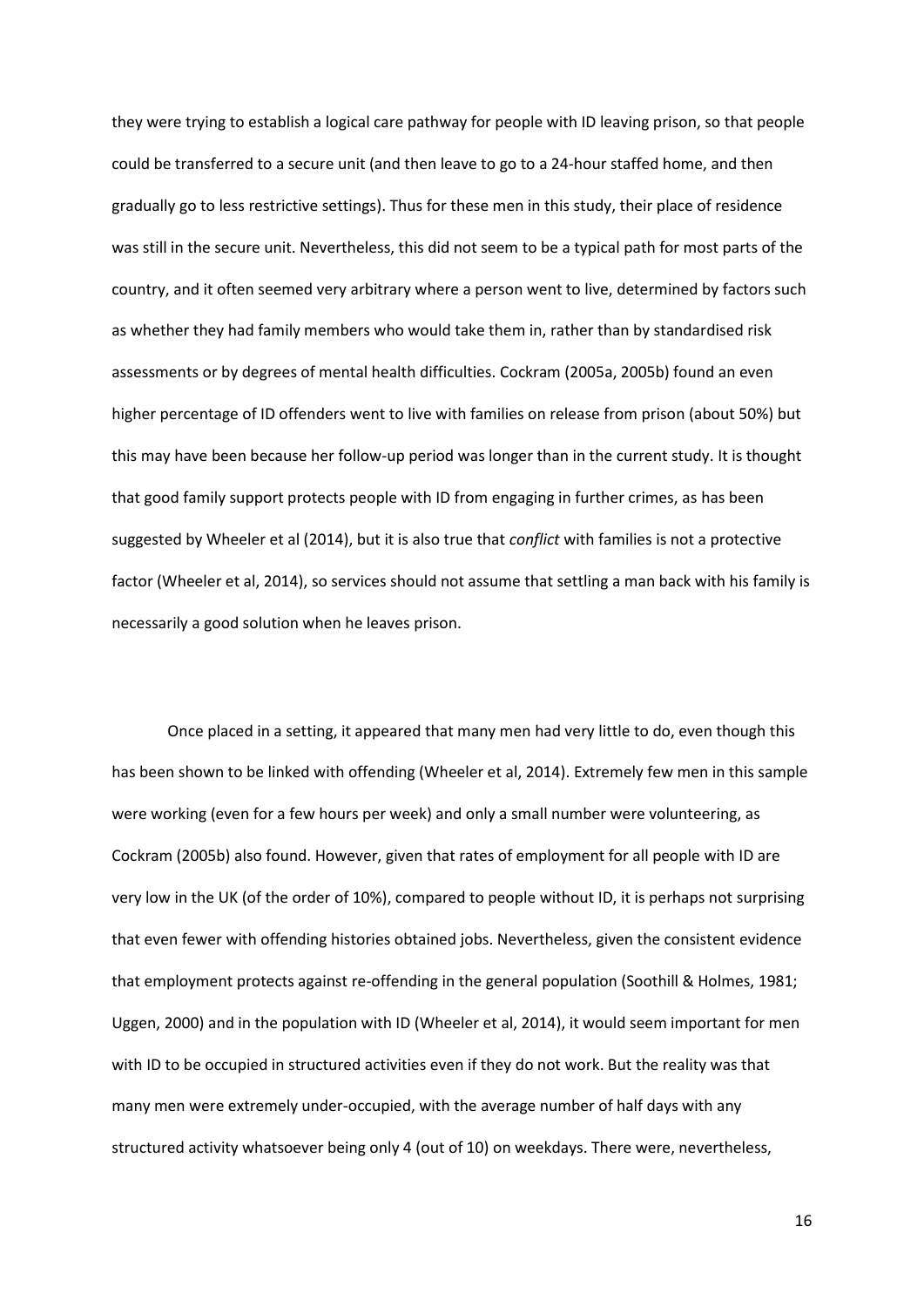they were trying to establish a logical care pathway for people with ID leaving prison, so that people could be transferred to a secure unit (and then leave to go to a 24-hour staffed home, and then gradually go to less restrictive settings). Thus for these men in this study, their place of residence was still in the secure unit. Nevertheless, this did not seem to be a typical path for most parts of the country, and it often seemed very arbitrary where a person went to live, determined by factors such as whether they had family members who would take them in, rather than by standardised risk assessments or by degrees of mental health difficulties. Cockram (2005a, 2005b) found an even higher percentage of ID offenders went to live with families on release from prison (about 50%) but this may have been because her follow-up period was longer than in the current study. It is thought that good family support protects people with ID from engaging in further crimes, as has been suggested by Wheeler et al (2014), but it is also true that *conflict* with families is not a protective factor (Wheeler et al, 2014), so services should not assume that settling a man back with his family is necessarily a good solution when he leaves prison.

Once placed in a setting, it appeared that many men had very little to do, even though this has been shown to be linked with offending (Wheeler et al, 2014). Extremely few men in this sample were working (even for a few hours per week) and only a small number were volunteering, as Cockram (2005b) also found. However, given that rates of employment for all people with ID are very low in the UK (of the order of 10%), compared to people without ID, it is perhaps not surprising that even fewer with offending histories obtained jobs. Nevertheless, given the consistent evidence that employment protects against re-offending in the general population (Soothill & Holmes, 1981; Uggen, 2000) and in the population with ID (Wheeler et al, 2014), it would seem important for men with ID to be occupied in structured activities even if they do not work. But the reality was that many men were extremely under-occupied, with the average number of half days with any structured activity whatsoever being only 4 (out of 10) on weekdays. There were, nevertheless,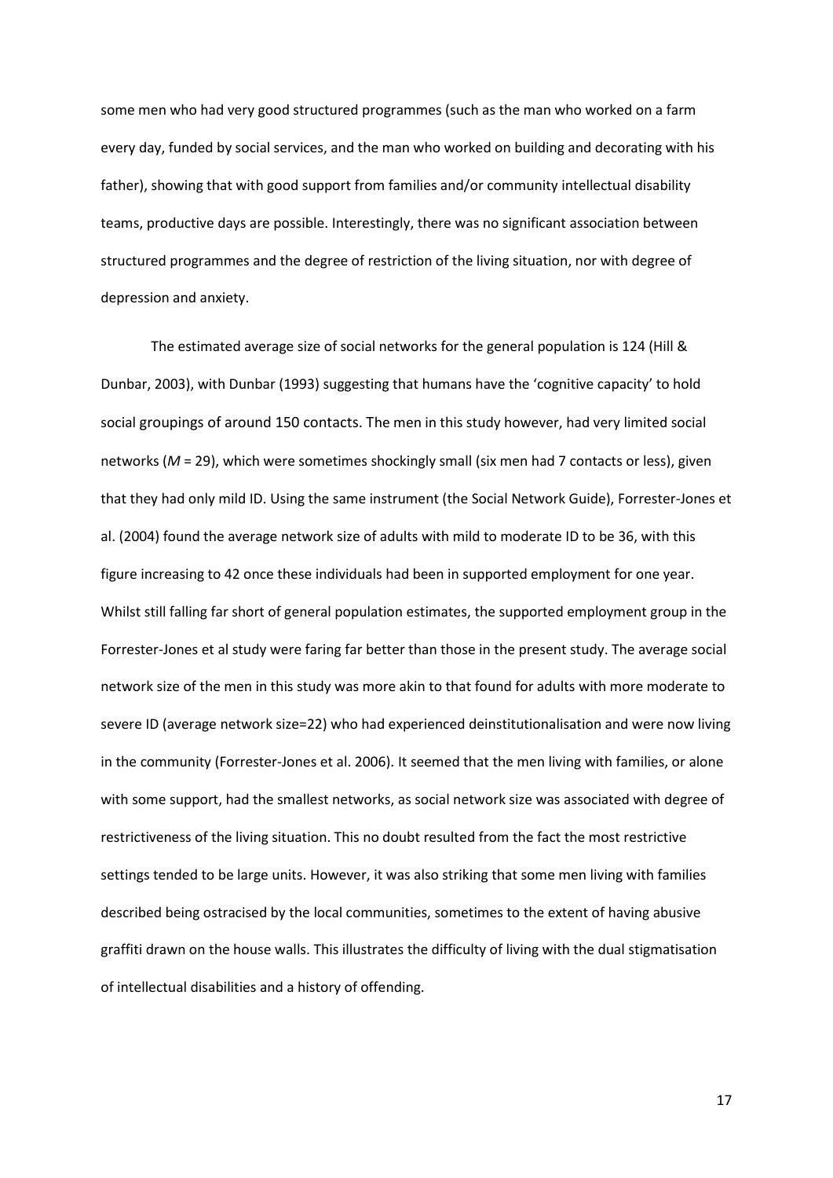some men who had very good structured programmes (such as the man who worked on a farm every day, funded by social services, and the man who worked on building and decorating with his father), showing that with good support from families and/or community intellectual disability teams, productive days are possible. Interestingly, there was no significant association between structured programmes and the degree of restriction of the living situation, nor with degree of depression and anxiety.

The estimated average size of social networks for the general population is 124 (Hill & Dunbar, 2003), with Dunbar (1993) suggesting that humans have the 'cognitive capacity' to hold social groupings of around 150 contacts. The men in this study however, had very limited social networks (*M* = 29), which were sometimes shockingly small (six men had 7 contacts or less), given that they had only mild ID. Using the same instrument (the Social Network Guide), Forrester-Jones et al. (2004) found the average network size of adults with mild to moderate ID to be 36, with this figure increasing to 42 once these individuals had been in supported employment for one year. Whilst still falling far short of general population estimates, the supported employment group in the Forrester-Jones et al study were faring far better than those in the present study. The average social network size of the men in this study was more akin to that found for adults with more moderate to severe ID (average network size=22) who had experienced deinstitutionalisation and were now living in the community (Forrester-Jones et al. 2006). It seemed that the men living with families, or alone with some support, had the smallest networks, as social network size was associated with degree of restrictiveness of the living situation. This no doubt resulted from the fact the most restrictive settings tended to be large units. However, it was also striking that some men living with families described being ostracised by the local communities, sometimes to the extent of having abusive graffiti drawn on the house walls. This illustrates the difficulty of living with the dual stigmatisation of intellectual disabilities and a history of offending.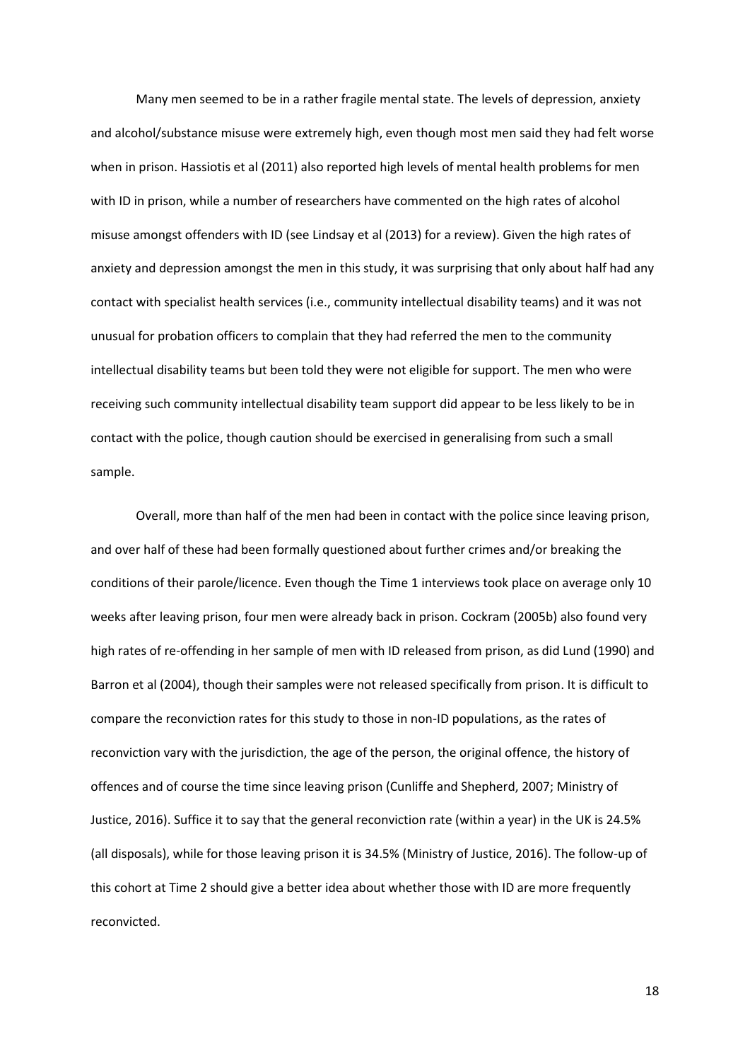Many men seemed to be in a rather fragile mental state. The levels of depression, anxiety and alcohol/substance misuse were extremely high, even though most men said they had felt worse when in prison. Hassiotis et al (2011) also reported high levels of mental health problems for men with ID in prison, while a number of researchers have commented on the high rates of alcohol misuse amongst offenders with ID (see Lindsay et al (2013) for a review). Given the high rates of anxiety and depression amongst the men in this study, it was surprising that only about half had any contact with specialist health services (i.e., community intellectual disability teams) and it was not unusual for probation officers to complain that they had referred the men to the community intellectual disability teams but been told they were not eligible for support. The men who were receiving such community intellectual disability team support did appear to be less likely to be in contact with the police, though caution should be exercised in generalising from such a small sample.

Overall, more than half of the men had been in contact with the police since leaving prison, and over half of these had been formally questioned about further crimes and/or breaking the conditions of their parole/licence. Even though the Time 1 interviews took place on average only 10 weeks after leaving prison, four men were already back in prison. Cockram (2005b) also found very high rates of re-offending in her sample of men with ID released from prison, as did Lund (1990) and Barron et al (2004), though their samples were not released specifically from prison. It is difficult to compare the reconviction rates for this study to those in non-ID populations, as the rates of reconviction vary with the jurisdiction, the age of the person, the original offence, the history of offences and of course the time since leaving prison (Cunliffe and Shepherd, 2007; Ministry of Justice, 2016). Suffice it to say that the general reconviction rate (within a year) in the UK is 24.5% (all disposals), while for those leaving prison it is 34.5% (Ministry of Justice, 2016). The follow-up of this cohort at Time 2 should give a better idea about whether those with ID are more frequently reconvicted.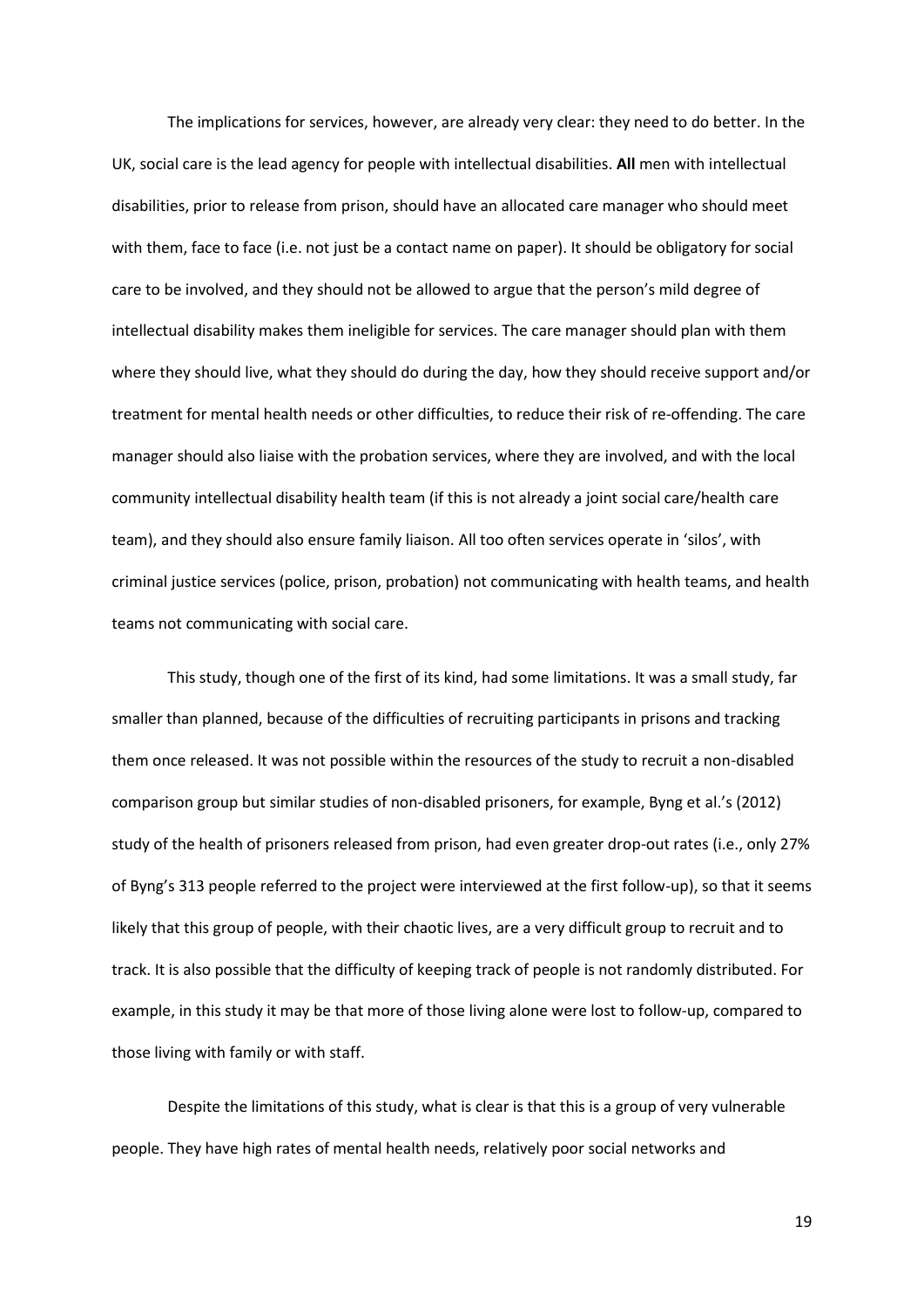The implications for services, however, are already very clear: they need to do better. In the UK, social care is the lead agency for people with intellectual disabilities. **All** men with intellectual disabilities, prior to release from prison, should have an allocated care manager who should meet with them, face to face (i.e. not just be a contact name on paper). It should be obligatory for social care to be involved, and they should not be allowed to argue that the person's mild degree of intellectual disability makes them ineligible for services. The care manager should plan with them where they should live, what they should do during the day, how they should receive support and/or treatment for mental health needs or other difficulties, to reduce their risk of re-offending. The care manager should also liaise with the probation services, where they are involved, and with the local community intellectual disability health team (if this is not already a joint social care/health care team), and they should also ensure family liaison. All too often services operate in 'silos', with criminal justice services (police, prison, probation) not communicating with health teams, and health teams not communicating with social care.

This study, though one of the first of its kind, had some limitations. It was a small study, far smaller than planned, because of the difficulties of recruiting participants in prisons and tracking them once released. It was not possible within the resources of the study to recruit a non-disabled comparison group but similar studies of non-disabled prisoners, for example, Byng et al.'s (2012) study of the health of prisoners released from prison, had even greater drop-out rates (i.e., only 27% of Byng's 313 people referred to the project were interviewed at the first follow-up), so that it seems likely that this group of people, with their chaotic lives, are a very difficult group to recruit and to track. It is also possible that the difficulty of keeping track of people is not randomly distributed. For example, in this study it may be that more of those living alone were lost to follow-up, compared to those living with family or with staff.

Despite the limitations of this study, what is clear is that this is a group of very vulnerable people. They have high rates of mental health needs, relatively poor social networks and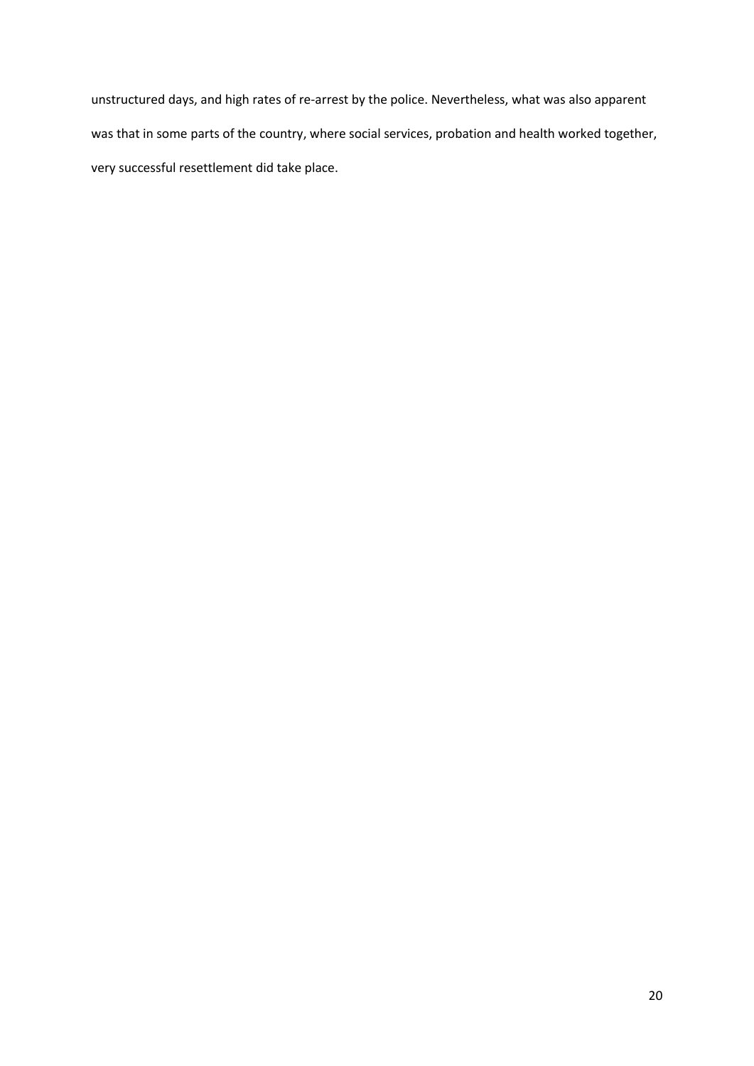unstructured days, and high rates of re-arrest by the police. Nevertheless, what was also apparent was that in some parts of the country, where social services, probation and health worked together, very successful resettlement did take place.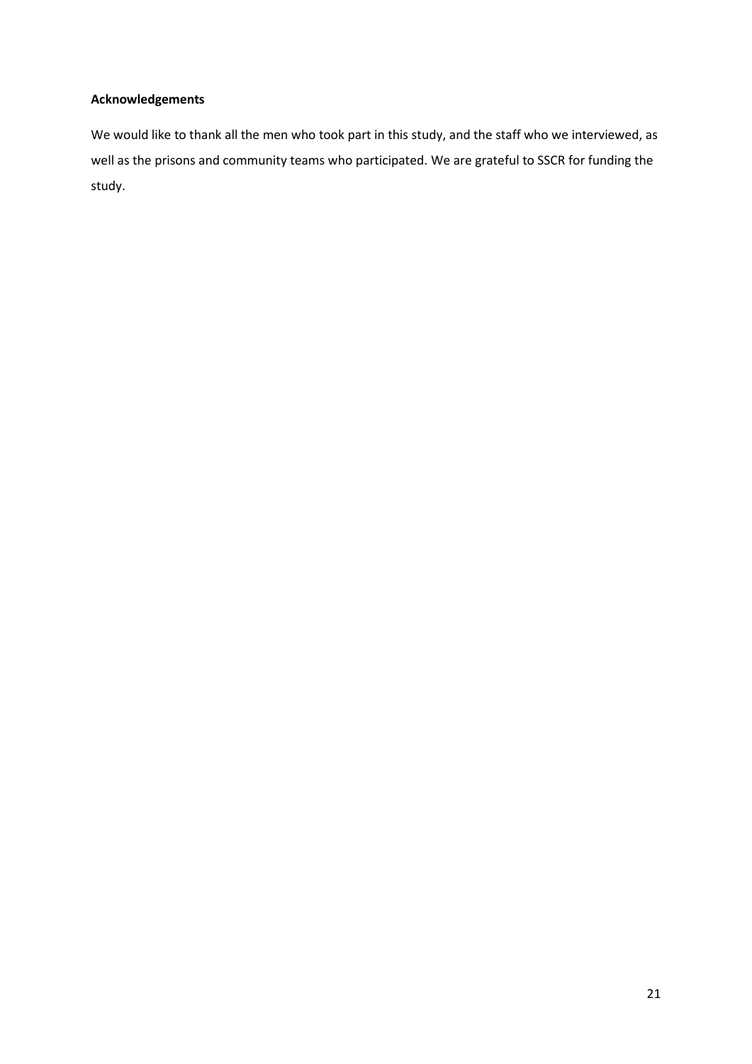**Acknowledgements**

We would like to thank all the men who took part in this study, and the staff who we interviewed, as well as the prisons and community teams who participated. We are grateful to SSCR for funding the study.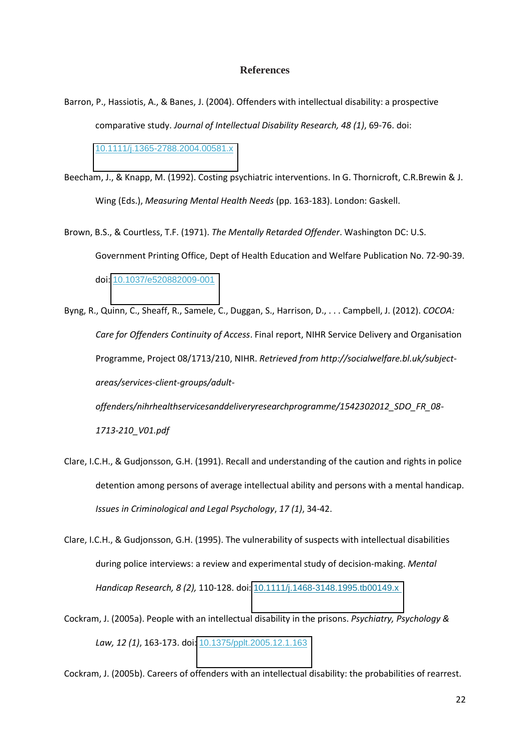# References

Barron, P., Hassiotis, A., & Banes, J. (2004). Offenders with intellectual disability: a prospective comparative study. *Journal of Intellectual Disability Research, 48 (1)*, 69-76. doi: 10.1111/j.1365-2788.2004.00581.x

Beecham, J., & Knapp, M. (1992). Costing psychiatric interventions. In G. Thornicroft, C.R.Brewin & J. Wing (Eds.), *Measuring Mental Health Needs* (pp. 163-183). London: Gaskell.

Brown, B.S., & Courtless, T.F. (1971). *The Mentally Retarded Offender*. Washington DC: U.S. Government Printing Office, Dept of Health Education and Welfare Publication No. 72-90-39. doi: 10.1037/e520882009-001

Byng, R., Quinn, C., Sheaff, R., Samele, C., Duggan, S., Harrison, D., . . . Campbell, J. (2012). *COCOA: Care for Offenders Continuity of Access*. Final report, NIHR Service Delivery and Organisation Programme, Project 08/1713/210, NIHR. *Retrieved from http://socialwelfare.bl.uk/subject-areas/services-client-groups/adult-offenders/nihrhealthservicesanddeliveryresearchprogramme/1542302012_SDO_FR_08-1713-210_V01.pdf*

Clare, I.C.H., & Gudjonsson, G.H. (1991). Recall and understanding of the caution and rights in police detention among persons of average intellectual ability and persons with a mental handicap. *Issues in Criminological and Legal Psychology*, *17 (1)*, 34-42.

Clare, I.C.H., & Gudjonsson, G.H. (1995). The vulnerability of suspects with intellectual disabilities during police interviews: a review and experimental study of decision-making. *Mental Handicap Research, 8 (2),* 110-128. doi: 10.1111/j.1468-3148.1995.tb00149.x

Cockram, J. (2005a). People with an intellectual disability in the prisons. *Psychiatry, Psychology & Law, 12 (1)*, 163-173. doi: 10.1375/pplt.2005.12.1.163

Cockram, J. (2005b). Careers of offenders with an intellectual disability: the probabilities of rearrest.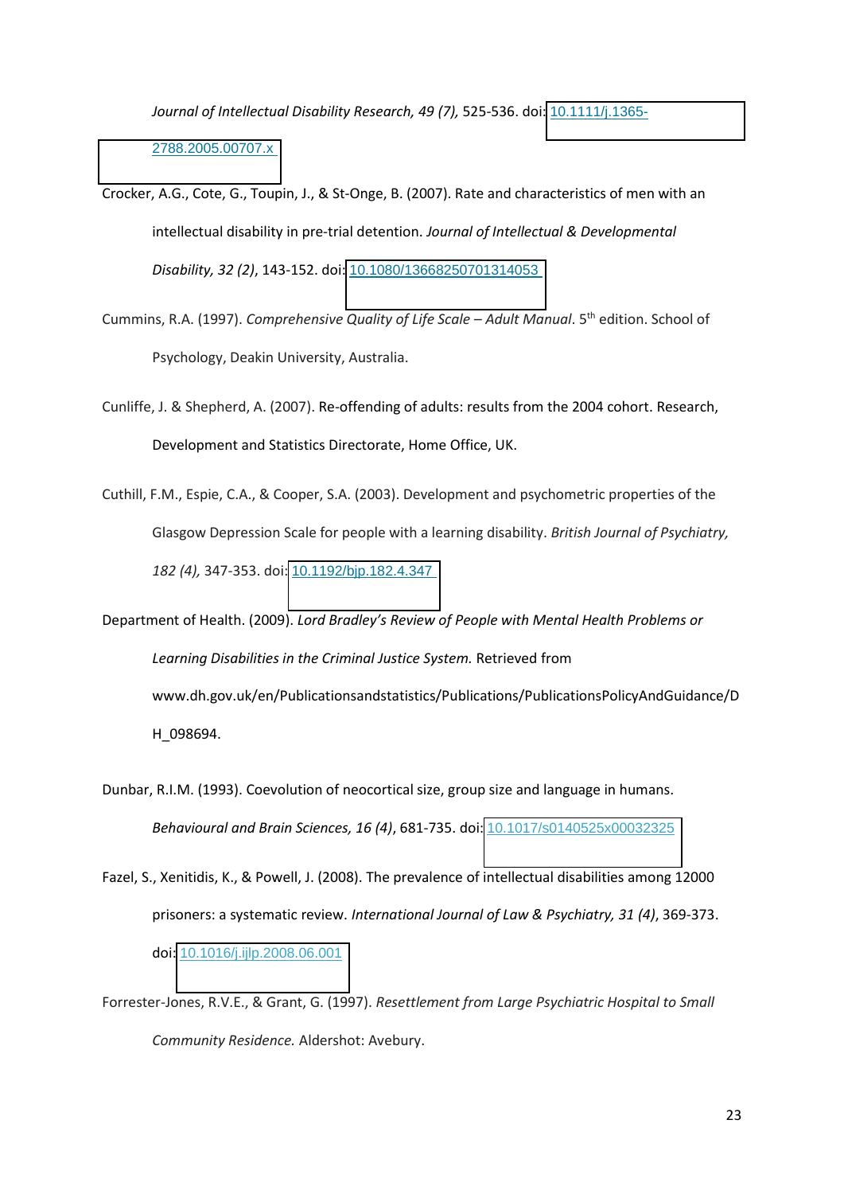Journal of Intellectual Disability Research, 49 (7),* 525-536. doi: 10.1111/j.1365-2788.2005.00707.x

Crocker, A.G., Cote, G., Toupin, J., & St-Onge, B. (2007). Rate and characteristics of men with an intellectual disability in pre-trial detention. *Journal of Intellectual & Developmental Disability, 32 (2)*, 143-152. doi: 10.1080/13668250701314053

Cummins, R.A. (1997). *Comprehensive Quality of Life Scale – Adult Manual*. 5th edition. School of Psychology, Deakin University, Australia.

Cunliffe, J. & Shepherd, A. (2007). Re-offending of adults: results from the 2004 cohort. Research, Development and Statistics Directorate, Home Office, UK.

Cuthill, F.M., Espie, C.A., & Cooper, S.A. (2003). Development and psychometric properties of the Glasgow Depression Scale for people with a learning disability. *British Journal of Psychiatry, 182 (4),* 347-353. doi: 10.1192/bjp.182.4.347

Department of Health. (2009). *Lord Bradley's Review of People with Mental Health Problems or Learning Disabilities in the Criminal Justice System.* Retrieved from www.dh.gov.uk/en/Publicationsandstatistics/Publications/PublicationsPolicyAndGuidance/DH_098694.

Dunbar, R.I.M. (1993). Coevolution of neocortical size, group size and language in humans. *Behavioural and Brain Sciences, 16 (4)*, 681-735. doi: 10.1017/s0140525x00032325

Fazel, S., Xenitidis, K., & Powell, J. (2008). The prevalence of intellectual disabilities among 12000 prisoners: a systematic review. *International Journal of Law & Psychiatry, 31 (4)*, 369-373. doi: 10.1016/j.ijlp.2008.06.001

Forrester-Jones, R.V.E., & Grant, G. (1997). *Resettlement from Large Psychiatric Hospital to Small Community Residence.* Aldershot: Avebury.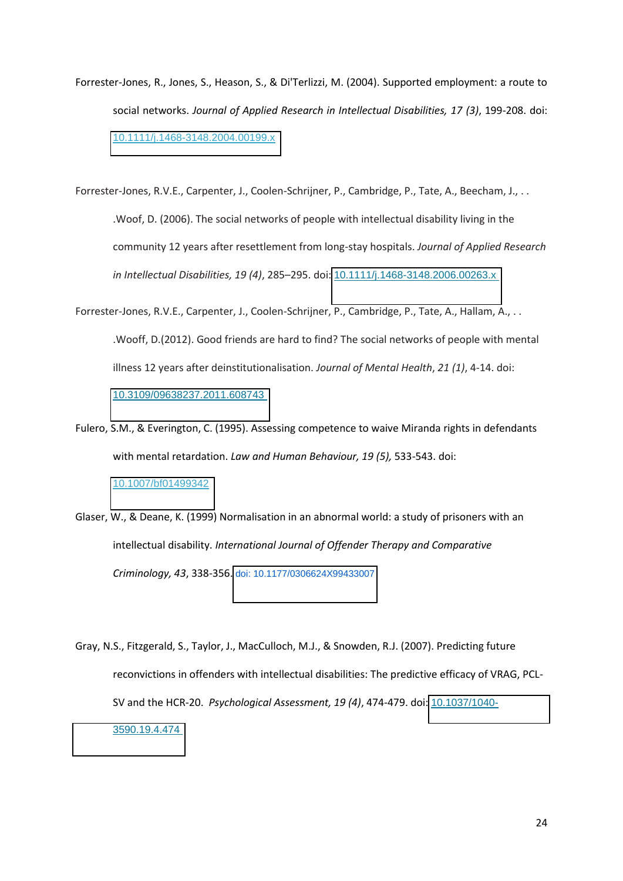Forrester-Jones, R., Jones, S., Heason, S., & Di'Terlizzi, M. (2004). Supported employment: a route to social networks. *Journal of Applied Research in Intellectual Disabilities, 17 (3)*, 199-208. doi: 10.1111/j.1468-3148.2004.00199.x

Forrester-Jones, R.V.E., Carpenter, J., Coolen-Schrijner, P., Cambridge, P., Tate, A., Beecham, J., . . .Woof, D. (2006). The social networks of people with intellectual disability living in the community 12 years after resettlement from long-stay hospitals. *Journal of Applied Research in Intellectual Disabilities, 19 (4)*, 285–295. doi: 10.1111/j.1468-3148.2006.00263.x

Forrester-Jones, R.V.E., Carpenter, J., Coolen-Schrijner, P., Cambridge, P., Tate, A., Hallam, A., . . .Wooff, D.(2012). Good friends are hard to find? The social networks of people with mental illness 12 years after deinstitutionalisation. *Journal of Mental Health*, *21 (1)*, 4-14. doi: 10.3109/09638237.2011.608743

Fulero, S.M., & Everington, C. (1995). Assessing competence to waive Miranda rights in defendants with mental retardation. *Law and Human Behaviour, 19 (5),* 533-543. doi: 10.1007/bf01499342

Glaser, W., & Deane, K. (1999) Normalisation in an abnormal world: a study of prisoners with an intellectual disability. *International Journal of Offender Therapy and Comparative Criminology, 43*, 338-356. doi: 10.1177/0306624X99433007

Gray, N.S., Fitzgerald, S., Taylor, J., MacCulloch, M.J., & Snowden, R.J. (2007). Predicting future reconvictions in offenders with intellectual disabilities: The predictive efficacy of VRAG, PCL-SV and the HCR-20. *Psychological Assessment, 19 (4)*, 474-479. doi: 10.1037/1040-3590.19.4.474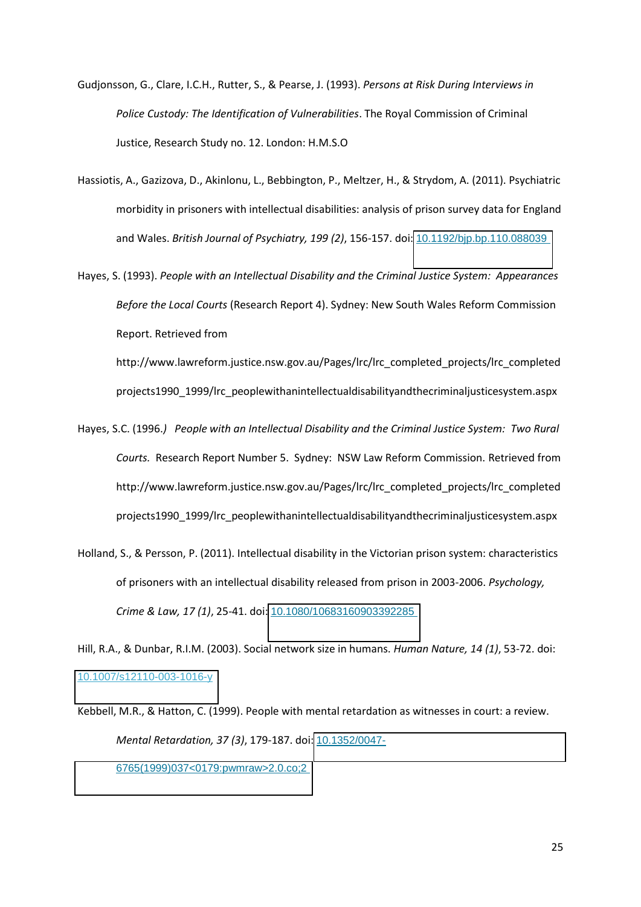Gudjonsson, G., Clare, I.C.H., Rutter, S., & Pearse, J. (1993). *Persons at Risk During Interviews in Police Custody: The Identification of Vulnerabilities*. The Royal Commission of Criminal Justice, Research Study no. 12. London: H.M.S.O

Hassiotis, A., Gazizova, D., Akinlonu, L., Bebbington, P., Meltzer, H., & Strydom, A. (2011). Psychiatric morbidity in prisoners with intellectual disabilities: analysis of prison survey data for England and Wales. *British Journal of Psychiatry, 199 (2)*, 156-157. doi: 10.1192/bjp.bp.110.088039

Hayes, S. (1993). *People with an Intellectual Disability and the Criminal Justice System: Appearances Before the Local Courts* (Research Report 4). Sydney: New South Wales Reform Commission Report. Retrieved from http://www.lawreform.justice.nsw.gov.au/Pages/lrc/lrc_completed_projects/lrc_completedprojects1990_1999/lrc_peoplewithanintellectualdisabilityandthecriminaljusticesystem.aspx

Hayes, S.C. (1996.*)* *People with an Intellectual Disability and the Criminal Justice System: Two Rural Courts.* Research Report Number 5. Sydney: NSW Law Reform Commission. Retrieved from http://www.lawreform.justice.nsw.gov.au/Pages/lrc/lrc_completed_projects/lrc_completedprojects1990_1999/lrc_peoplewithanintellectualdisabilityandthecriminaljusticesystem.aspx

Holland, S., & Persson, P. (2011). Intellectual disability in the Victorian prison system: characteristics of prisoners with an intellectual disability released from prison in 2003-2006. *Psychology, Crime & Law, 17 (1)*, 25-41. doi: 10.1080/10683160903392285

Hill, R.A., & Dunbar, R.I.M. (2003). Social network size in humans. *Human Nature, 14 (1)*, 53-72. doi: 10.1007/s12110-003-1016-y

Kebbell, M.R., & Hatton, C. (1999). People with mental retardation as witnesses in court: a review. *Mental Retardation, 37 (3)*, 179-187. doi: 10.1352/0047-6765(1999)037<0179:pwmraw>2.0.co;2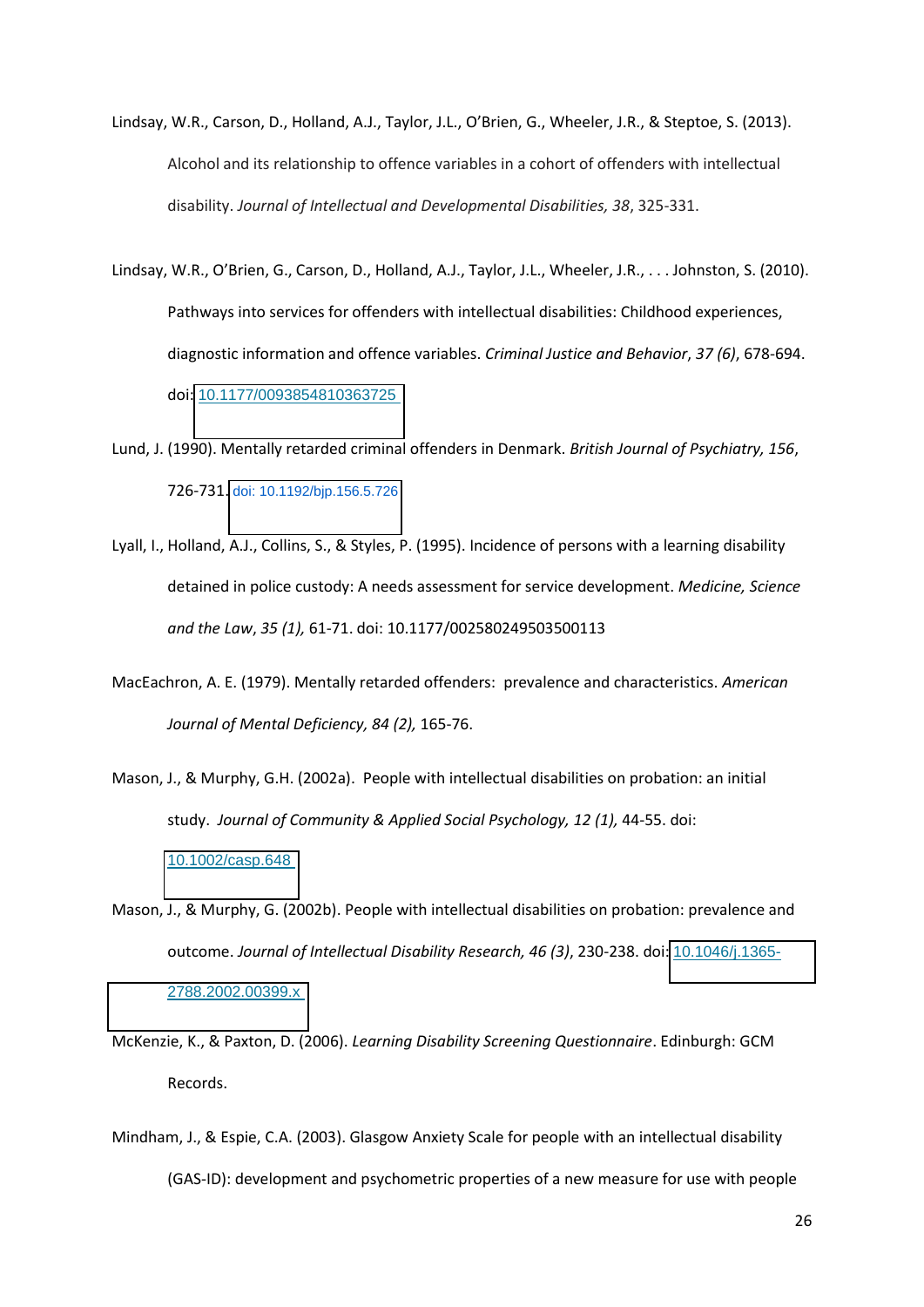Lindsay, W.R., Carson, D., Holland, A.J., Taylor, J.L., O'Brien, G., Wheeler, J.R., & Steptoe, S. (2013). Alcohol and its relationship to offence variables in a cohort of offenders with intellectual disability. *Journal of Intellectual and Developmental Disabilities, 38*, 325-331.

Lindsay, W.R., O'Brien, G., Carson, D., Holland, A.J., Taylor, J.L., Wheeler, J.R., . . . Johnston, S. (2010). Pathways into services for offenders with intellectual disabilities: Childhood experiences, diagnostic information and offence variables. *Criminal Justice and Behavior*, *37 (6)*, 678-694. doi: 10.1177/0093854810363725

Lund, J. (1990). Mentally retarded criminal offenders in Denmark. *British Journal of Psychiatry, 156*, 726-731. doi: 10.1192/bjp.156.5.726

Lyall, I., Holland, A.J., Collins, S., & Styles, P. (1995). Incidence of persons with a learning disability detained in police custody: A needs assessment for service development. *Medicine, Science and the Law*, *35 (1),* 61-71. doi: 10.1177/002580249503500113

MacEachron, A. E. (1979). Mentally retarded offenders: prevalence and characteristics. *American Journal of Mental Deficiency, 84 (2),* 165-76.

Mason, J., & Murphy, G.H. (2002a). People with intellectual disabilities on probation: an initial study. *Journal of Community & Applied Social Psychology, 12 (1),* 44-55. doi: 10.1002/casp.648

Mason, J., & Murphy, G. (2002b). People with intellectual disabilities on probation: prevalence and outcome. *Journal of Intellectual Disability Research, 46 (3)*, 230-238. doi: 10.1046/j.1365-2788.2002.00399.x

McKenzie, K., & Paxton, D. (2006). *Learning Disability Screening Questionnaire*. Edinburgh: GCM Records.

Mindham, J., & Espie, C.A. (2003). Glasgow Anxiety Scale for people with an intellectual disability (GAS-ID): development and psychometric properties of a new measure for use with people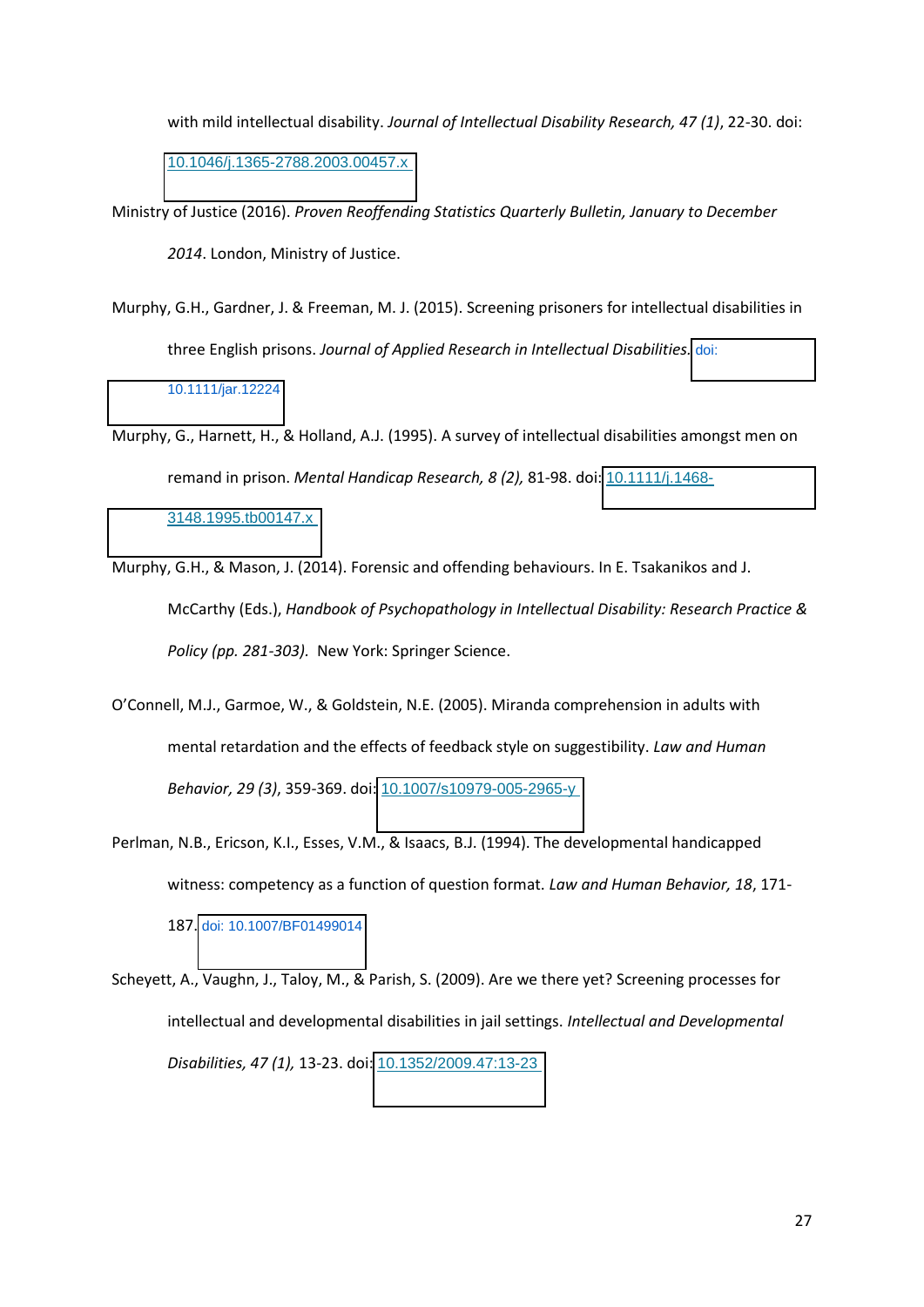with mild intellectual disability. *Journal of Intellectual Disability Research, 47 (1)*, 22-30. doi: 10.1046/j.1365-2788.2003.00457.x

Ministry of Justice (2016). *Proven Reoffending Statistics Quarterly Bulletin, January to December 2014*. London, Ministry of Justice.

Murphy, G.H., Gardner, J. & Freeman, M. J. (2015). Screening prisoners for intellectual disabilities in three English prisons. *Journal of Applied Research in Intellectual Disabilities.* doi: 10.1111/jar.12224

Murphy, G., Harnett, H., & Holland, A.J. (1995). A survey of intellectual disabilities amongst men on remand in prison. *Mental Handicap Research, 8 (2),* 81-98. doi: 10.1111/j.1468-3148.1995.tb00147.x

Murphy, G.H., & Mason, J. (2014). Forensic and offending behaviours. In E. Tsakanikos and J. McCarthy (Eds.), *Handbook of Psychopathology in Intellectual Disability: Research Practice & Policy (pp. 281-303).* New York: Springer Science.

O'Connell, M.J., Garmoe, W., & Goldstein, N.E. (2005). Miranda comprehension in adults with mental retardation and the effects of feedback style on suggestibility. *Law and Human Behavior, 29 (3)*, 359-369. doi: 10.1007/s10979-005-2965-y

Perlman, N.B., Ericson, K.I., Esses, V.M., & Isaacs, B.J. (1994). The developmental handicapped witness: competency as a function of question format. *Law and Human Behavior, 18*, 171-187. doi: 10.1007/BF01499014

Scheyett, A., Vaughn, J., Taloy, M., & Parish, S. (2009). Are we there yet? Screening processes for intellectual and developmental disabilities in jail settings. *Intellectual and Developmental Disabilities, 47 (1),* 13-23. doi: 10.1352/2009.47:13-23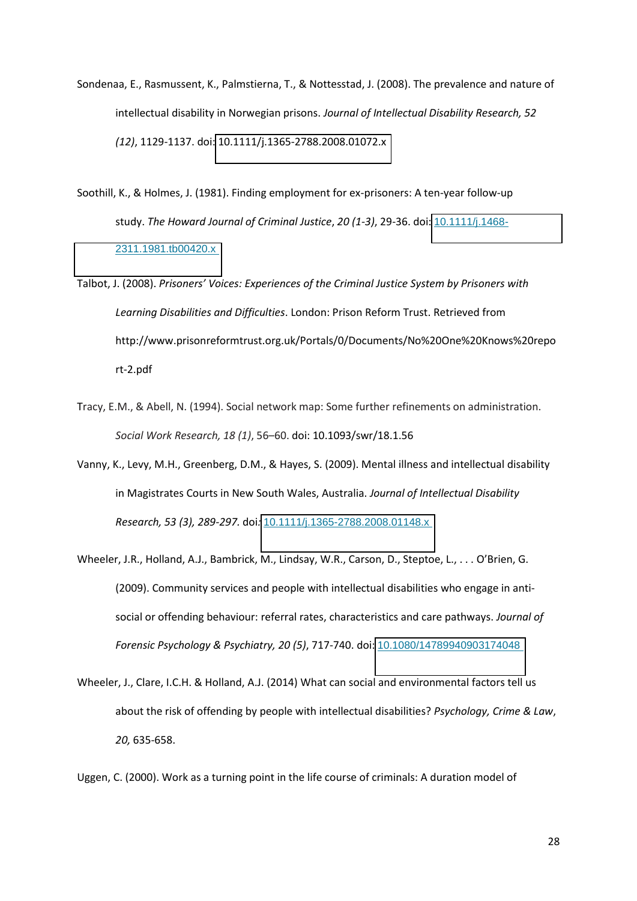Sondenaa, E., Rasmussent, K., Palmstierna, T., & Nottesstad, J. (2008). The prevalence and nature of intellectual disability in Norwegian prisons. *Journal of Intellectual Disability Research, 52 (12)*, 1129-1137. doi: 10.1111/j.1365-2788.2008.01072.x

Soothill, K., & Holmes, J. (1981). Finding employment for ex-prisoners: A ten-year follow-up study. *The Howard Journal of Criminal Justice*, *20 (1-3)*, 29-36. doi: 10.1111/j.1468-2311.1981.tb00420.x

Talbot, J. (2008). *Prisoners' Voices: Experiences of the Criminal Justice System by Prisoners with Learning Disabilities and Difficulties*. London: Prison Reform Trust. Retrieved from http://www.prisonreformtrust.org.uk/Portals/0/Documents/No%20One%20Knows%20report-2.pdf

Tracy, E.M., & Abell, N. (1994). Social network map: Some further refinements on administration. *Social Work Research, 18 (1)*, 56–60. doi: 10.1093/swr/18.1.56

Vanny, K., Levy, M.H., Greenberg, D.M., & Hayes, S. (2009). Mental illness and intellectual disability in Magistrates Courts in New South Wales, Australia. *Journal of Intellectual Disability Research, 53 (3), 289-297.* doi: 10.1111/j.1365-2788.2008.01148.x

Wheeler, J.R., Holland, A.J., Bambrick, M., Lindsay, W.R., Carson, D., Steptoe, L., . . . O'Brien, G. (2009). Community services and people with intellectual disabilities who engage in anti-social or offending behaviour: referral rates, characteristics and care pathways. *Journal of Forensic Psychology & Psychiatry, 20 (5)*, 717-740. doi: 10.1080/14789940903174048

Wheeler, J., Clare, I.C.H. & Holland, A.J. (2014) What can social and environmental factors tell us about the risk of offending by people with intellectual disabilities? *Psychology, Crime & Law*, *20,* 635-658.

Uggen, C. (2000). Work as a turning point in the life course of criminals: A duration model of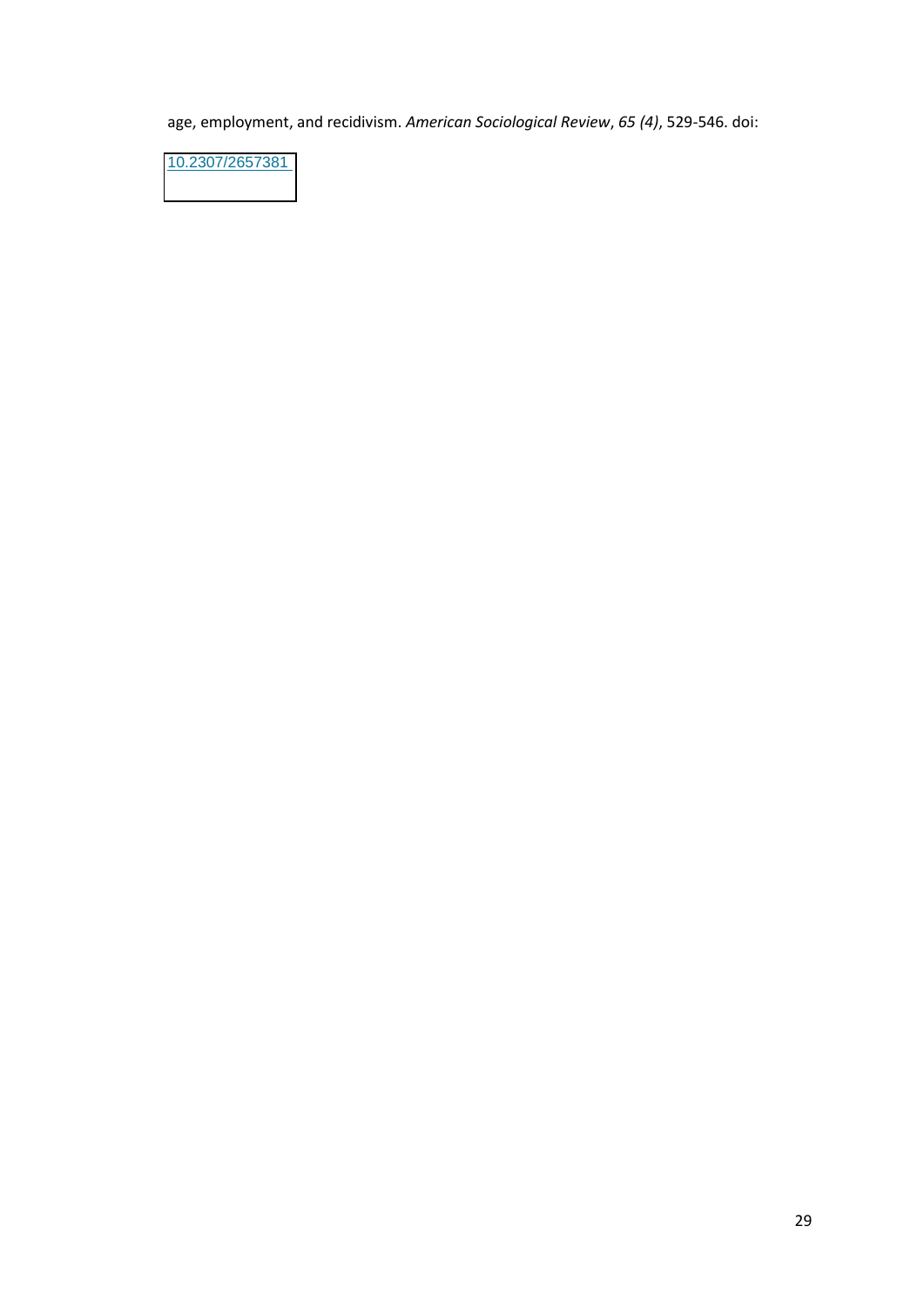age, employment, and recidivism. *American Sociological Review*, *65 (4)*, 529-546. doi:

10.2307/2657381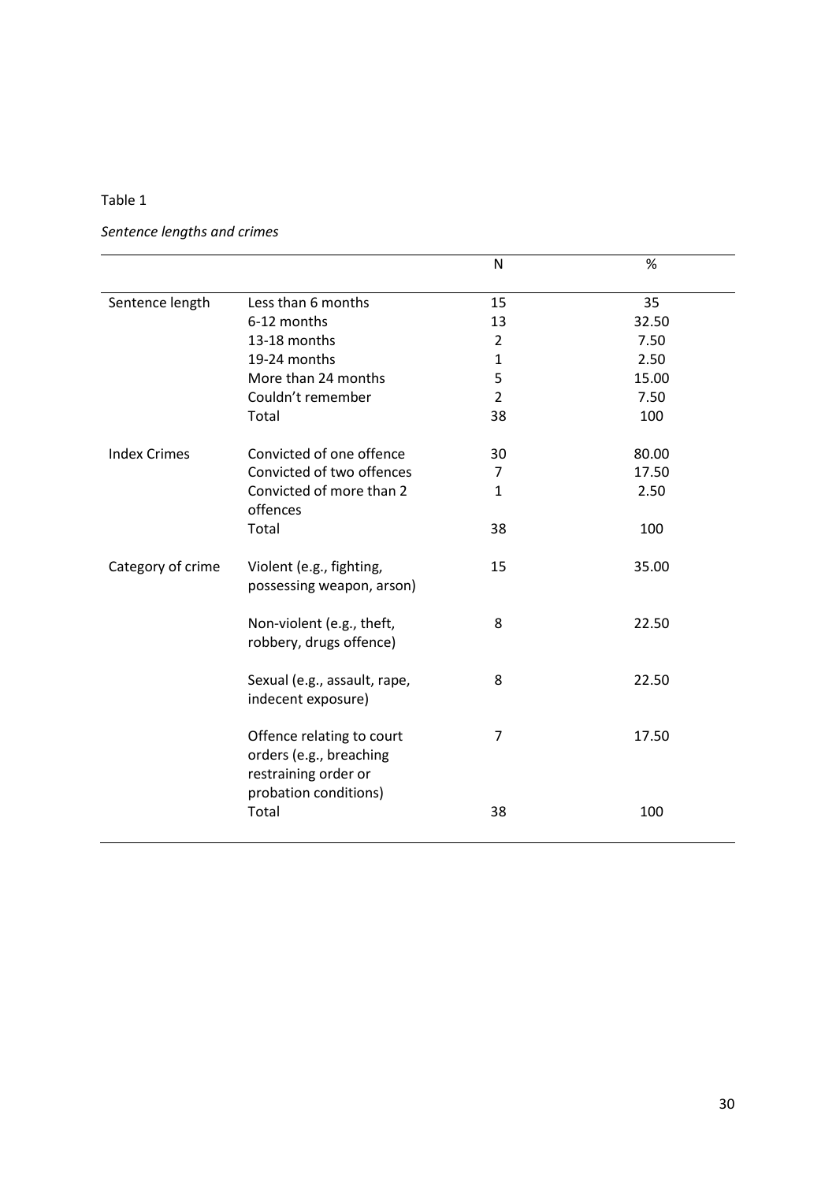Table 1

*Sentence lengths and crimes*

| | | N | % |
|---|---|---|---|
| Sentence length | Less than 6 months | 15 | 35 |
| | 6-12 months | 13 | 32.50 |
| | 13-18 months | 2 | 7.50 |
| | 19-24 months | 1 | 2.50 |
| | More than 24 months | 5 | 15.00 |
| | Couldn't remember | 2 | 7.50 |
| | Total | 38 | 100 |
| Index Crimes | Convicted of one offence | 30 | 80.00 |
| | Convicted of two offences | 7 | 17.50 |
| | Convicted of more than 2 offences | 1 | 2.50 |
| | Total | 38 | 100 |
| Category of crime | Violent (e.g., fighting, possessing weapon, arson) | 15 | 35.00 |
| | Non-violent (e.g., theft, robbery, drugs offence) | 8 | 22.50 |
| | Sexual (e.g., assault, rape, indecent exposure) | 8 | 22.50 |
| | Offence relating to court orders (e.g., breaching restraining order or probation conditions) | 7 | 17.50 |
| | Total | 38 | 100 |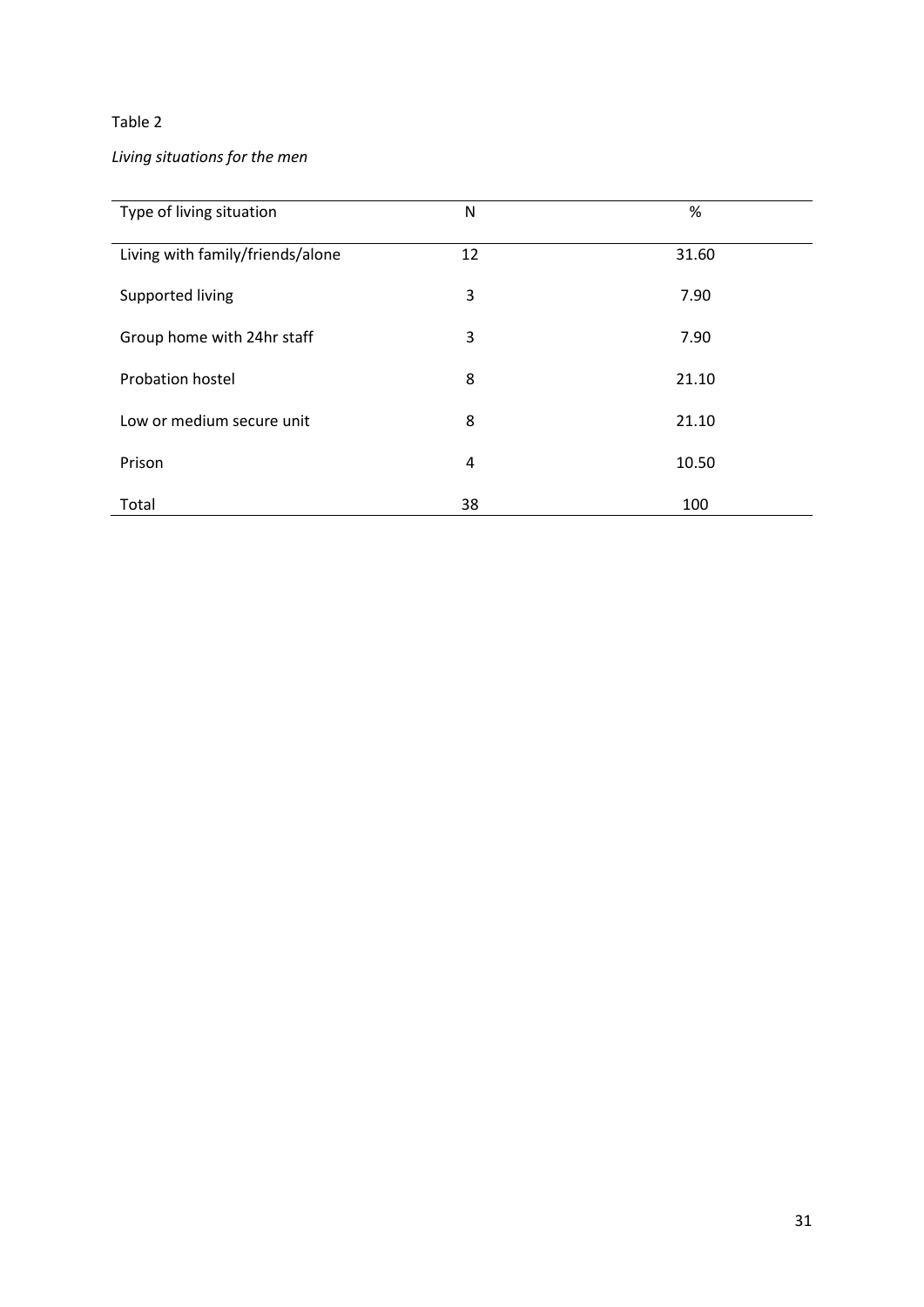Table 2

*Living situations for the men*

| Type of living situation | N | % |
|---|---|---|
| Living with family/friends/alone | 12 | 31.60 |
| Supported living | 3 | 7.90 |
| Group home with 24hr staff | 3 | 7.90 |
| Probation hostel | 8 | 21.10 |
| Low or medium secure unit | 8 | 21.10 |
| Prison | 4 | 10.50 |
| Total | 38 | 100 |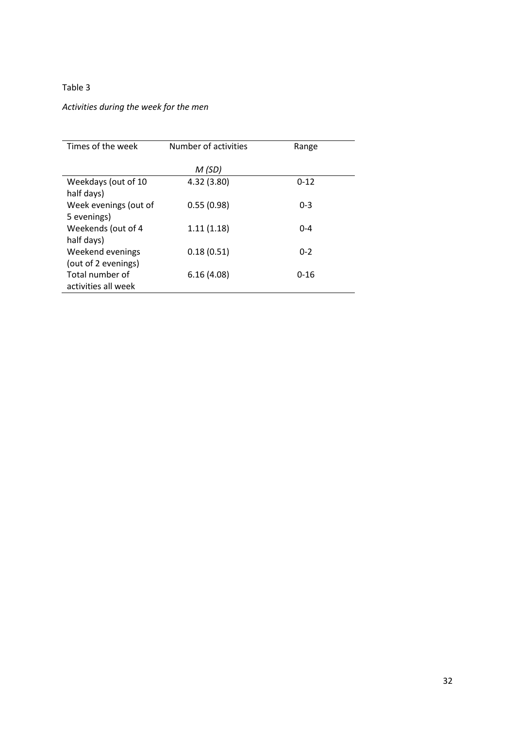Table 3

*Activities during the week for the men*

| Times of the week | Number of activities<br>*M (SD)* | Range |
|---|---|---|
| Weekdays (out of 10 half days) | 4.32 (3.80) | 0-12 |
| Week evenings (out of 5 evenings) | 0.55 (0.98) | 0-3 |
| Weekends (out of 4 half days) | 1.11 (1.18) | 0-4 |
| Weekend evenings (out of 2 evenings) | 0.18 (0.51) | 0-2 |
| Total number of activities all week | 6.16 (4.08) | 0-16 |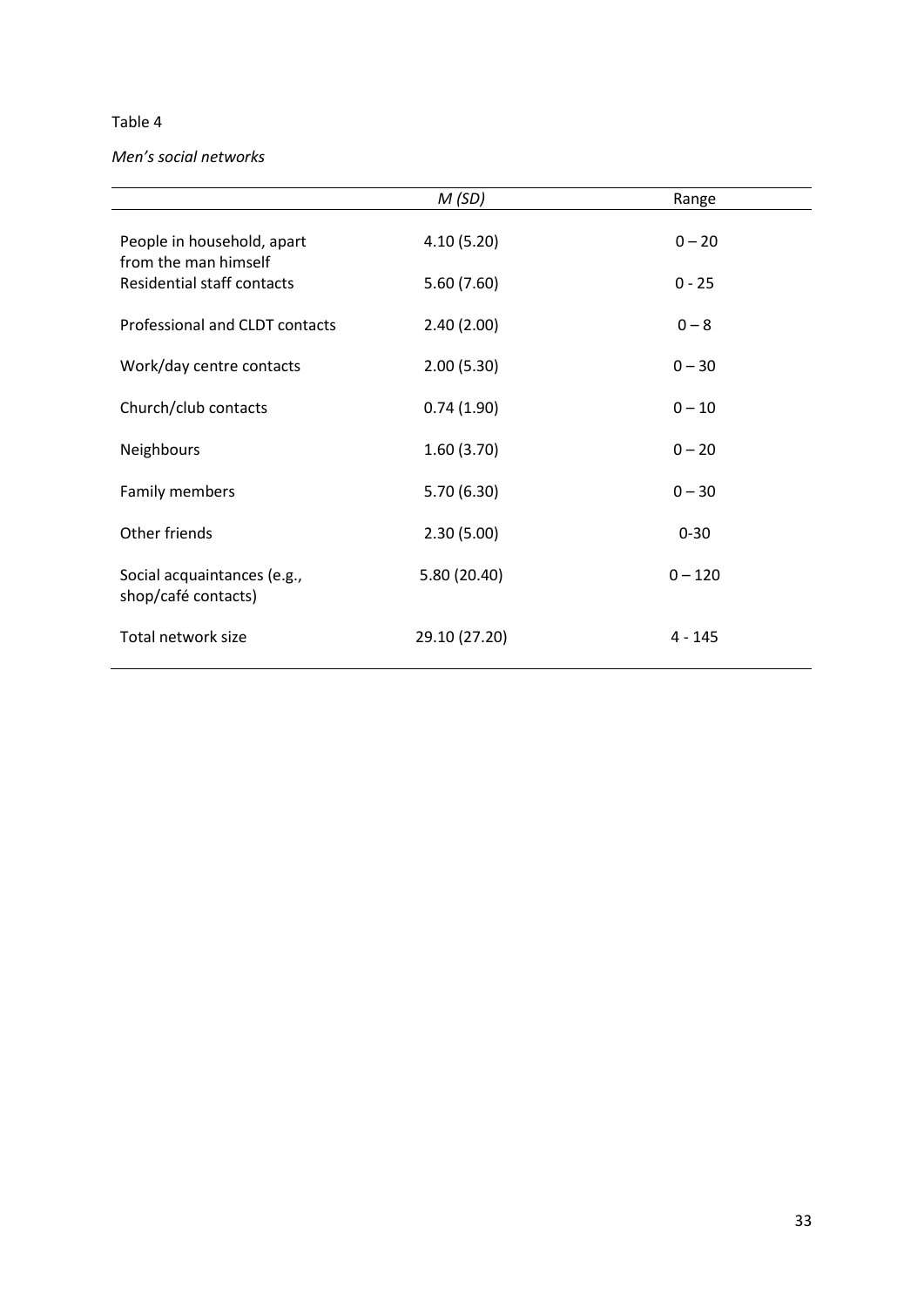Table 4

*Men's social networks*

| | *M (SD)* | Range |
|---|---|---|
| People in household, apart from the man himself | 4.10 (5.20) | 0 – 20 |
| Residential staff contacts | 5.60 (7.60) | 0 - 25 |
| Professional and CLDT contacts | 2.40 (2.00) | 0 – 8 |
| Work/day centre contacts | 2.00 (5.30) | 0 – 30 |
| Church/club contacts | 0.74 (1.90) | 0 – 10 |
| Neighbours | 1.60 (3.70) | 0 – 20 |
| Family members | 5.70 (6.30) | 0 – 30 |
| Other friends | 2.30 (5.00) | 0-30 |
| Social acquaintances (e.g., shop/café contacts) | 5.80 (20.40) | 0 – 120 |
| Total network size | 29.10 (27.20) | 4 - 145 |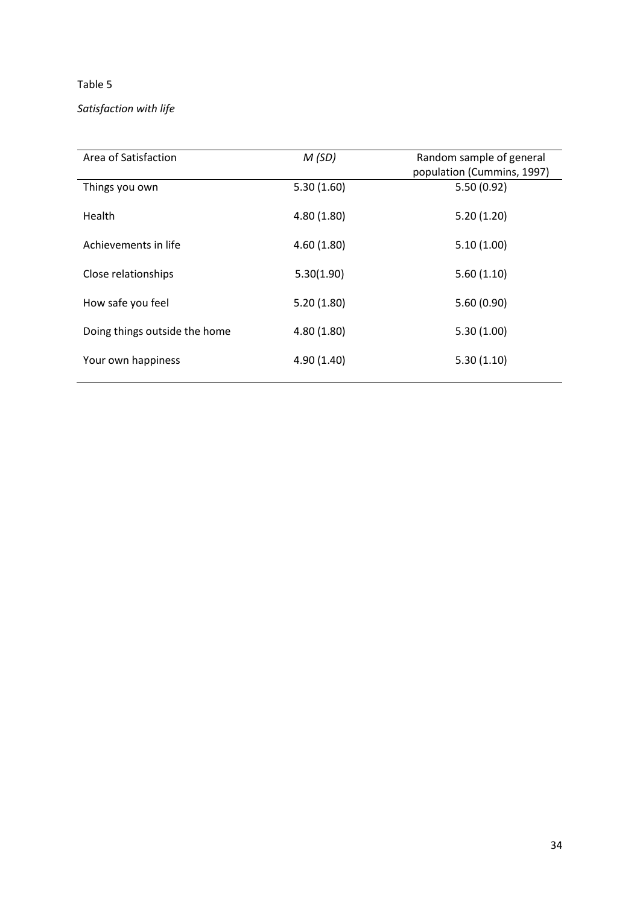Table 5

*Satisfaction with life*

| Area of Satisfaction | *M (SD)* | Random sample of general population (Cummins, 1997) |
|---|---|---|
| Things you own | 5.30 (1.60) | 5.50 (0.92) |
| Health | 4.80 (1.80) | 5.20 (1.20) |
| Achievements in life | 4.60 (1.80) | 5.10 (1.00) |
| Close relationships | 5.30(1.90) | 5.60 (1.10) |
| How safe you feel | 5.20 (1.80) | 5.60 (0.90) |
| Doing things outside the home | 4.80 (1.80) | 5.30 (1.00) |
| Your own happiness | 4.90 (1.40) | 5.30 (1.10) |